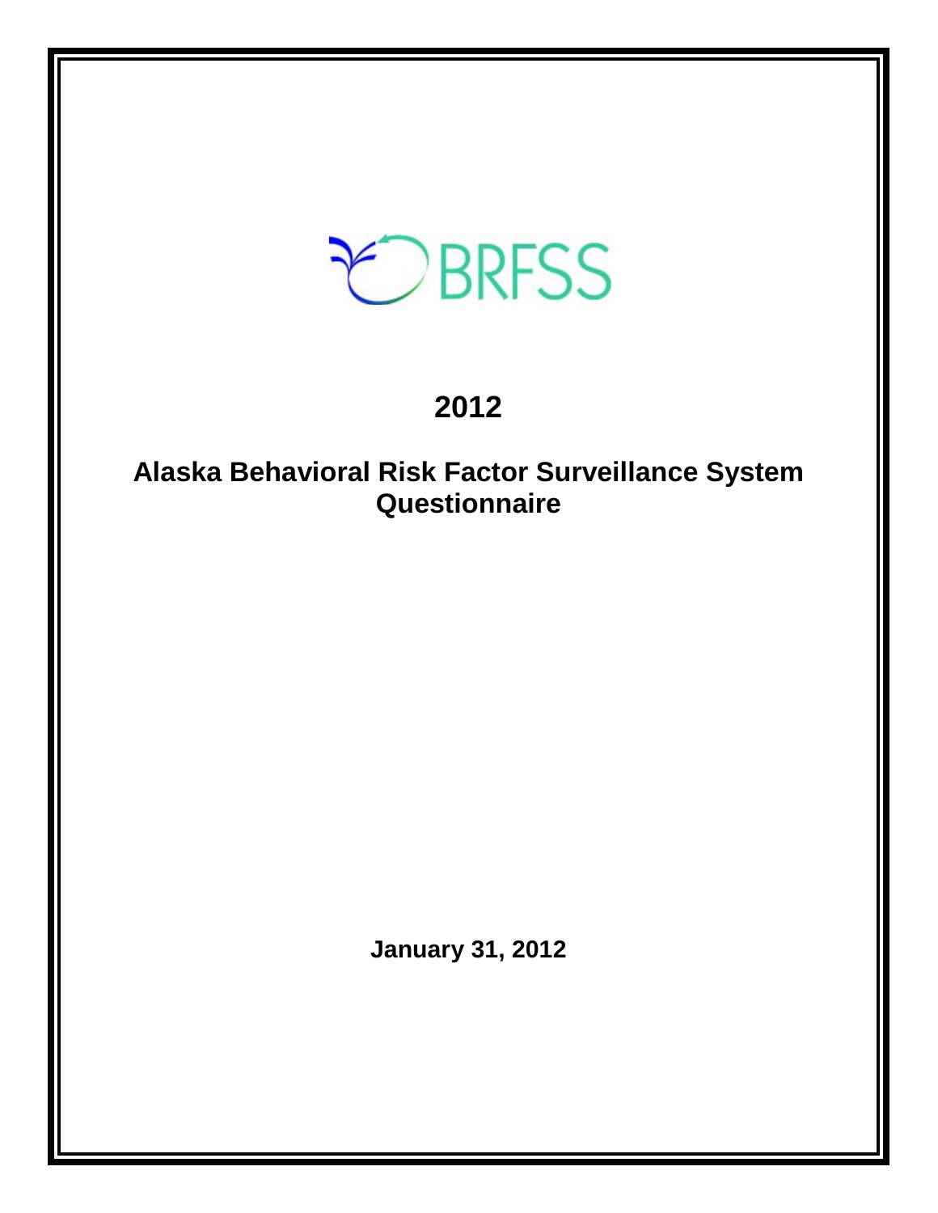BRFSS

# 2012

## Alaska Behavioral Risk Factor Surveillance System Questionnaire

**January 31, 2012**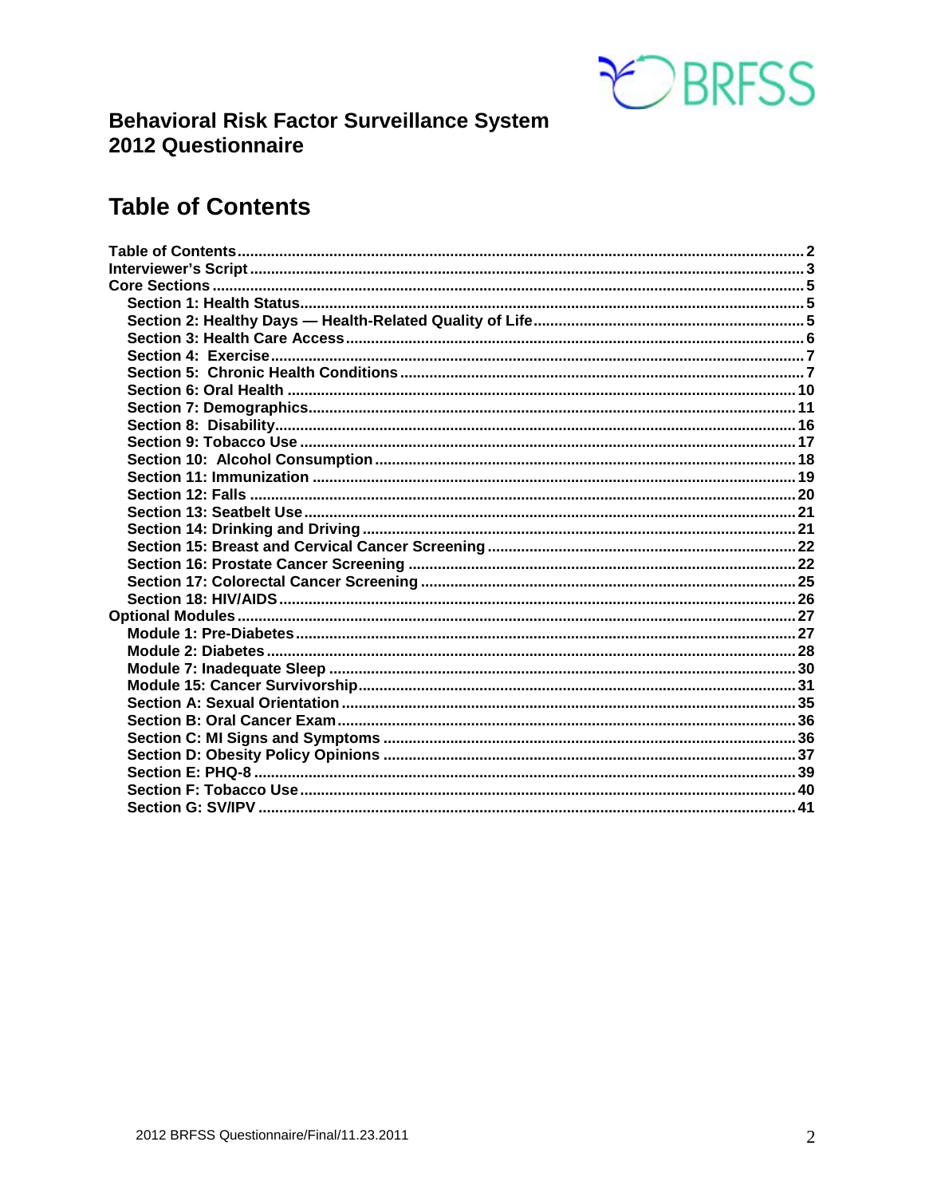# Behavioral Risk Factor Surveillance System
# 2012 Questionnaire

## Table of Contents

**Table of Contents** ........................................................................ 2
**Interviewer's Script** ...................................................................... 3
**Core Sections** .............................................................................. 5
- Section 1: Health Status .......................................................... 5
- Section 2: Healthy Days — Health-Related Quality of Life ................ 5
- Section 3: Health Care Access ..................................................... 6
- Section 4: Exercise ....................................................................... 7
- Section 5: Chronic Health Conditions ............................................ 7
- Section 6: Oral Health ................................................................. 10
- Section 7: Demographics ............................................................. 11
- Section 8: Disability ..................................................................... 16
- Section 9: Tobacco Use ................................................................ 17
- Section 10: Alcohol Consumption ................................................. 18
- Section 11: Immunization ............................................................. 19
- Section 12: Falls ........................................................................... 20
- Section 13: Seatbelt Use ............................................................... 21
- Section 14: Drinking and Driving .................................................. 21
- Section 15: Breast and Cervical Cancer Screening .......................... 22
- Section 16: Prostate Cancer Screening .......................................... 22
- Section 17: Colorectal Cancer Screening ....................................... 25
- Section 18: HIV/AIDS .................................................................. 26

**Optional Modules** ........................................................................ 27
- Module 1: Pre-Diabetes ................................................................ 27
- Module 2: Diabetes ...................................................................... 28
- Module 7: Inadequate Sleep ......................................................... 30
- Module 15: Cancer Survivorship ................................................... 31
- Section A: Sexual Orientation ....................................................... 35
- Section B: Oral Cancer Exam ........................................................ 36
- Section C: MI Signs and Symptoms ............................................... 36
- Section D: Obesity Policy Opinions ............................................... 37
- Section E: PHQ-8 ......................................................................... 39
- Section F: Tobacco Use ................................................................. 40
- Section G: SV/IPV ........................................................................ 41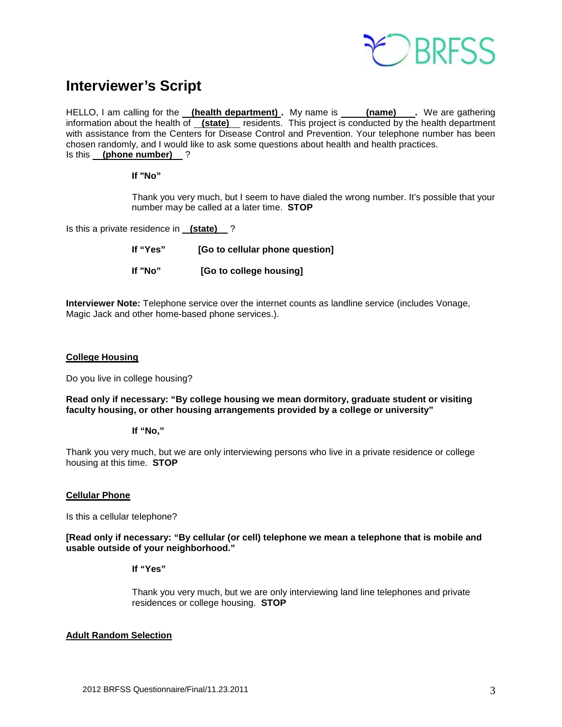# Interviewer's Script

HELLO, I am calling for the **(health department)**. My name is **(name)**. We are gathering information about the health of **(state)** residents. This project is conducted by the health department with assistance from the Centers for Disease Control and Prevention. Your telephone number has been chosen randomly, and I would like to ask some questions about health and health practices.
Is this **(phone number)** ?

**If "No"**

Thank you very much, but I seem to have dialed the wrong number. It's possible that your number may be called at a later time. **STOP**

Is this a private residence in **(state)** ?

**If "Yes"** **[Go to cellular phone question]**

**If "No"** **[Go to college housing]**

**Interviewer Note:** Telephone service over the internet counts as landline service (includes Vonage, Magic Jack and other home-based phone services.).

**College Housing**

Do you live in college housing?

**Read only if necessary: "By college housing we mean dormitory, graduate student or visiting faculty housing, or other housing arrangements provided by a college or university"**

**If "No,"**

Thank you very much, but we are only interviewing persons who live in a private residence or college housing at this time. **STOP**

**Cellular Phone**

Is this a cellular telephone?

**[Read only if necessary: "By cellular (or cell) telephone we mean a telephone that is mobile and usable outside of your neighborhood."**

**If "Yes"**

Thank you very much, but we are only interviewing land line telephones and private residences or college housing. **STOP**

**Adult Random Selection**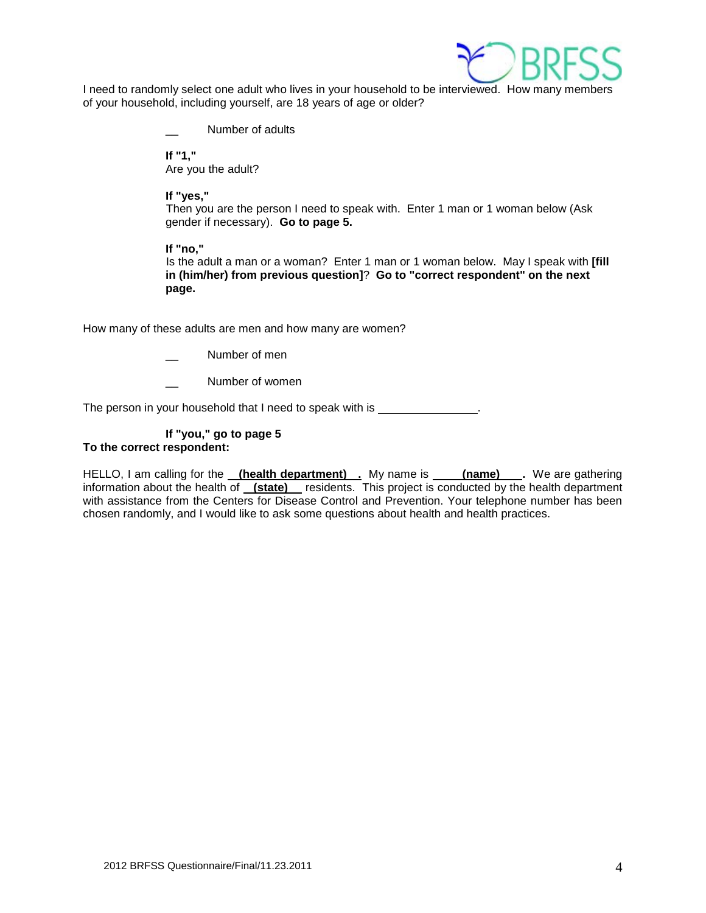I need to randomly select one adult who lives in your household to be interviewed. How many members of your household, including yourself, are 18 years of age or older?

__ Number of adults

**If "1,"**
Are you the adult?

**If "yes,"**
Then you are the person I need to speak with. Enter 1 man or 1 woman below (Ask gender if necessary). **Go to page 5.**

**If "no,"**
Is the adult a man or a woman? Enter 1 man or 1 woman below. May I speak with **[fill in (him/her) from previous question]**? **Go to "correct respondent" on the next page.**

How many of these adults are men and how many are women?

__ Number of men

__ Number of women

The person in your household that I need to speak with is ________________.

**If "you," go to page 5**

**To the correct respondent:**

HELLO, I am calling for the **(health department)** . My name is **(name)** . We are gathering information about the health of **(state)** residents. This project is conducted by the health department with assistance from the Centers for Disease Control and Prevention. Your telephone number has been chosen randomly, and I would like to ask some questions about health and health practices.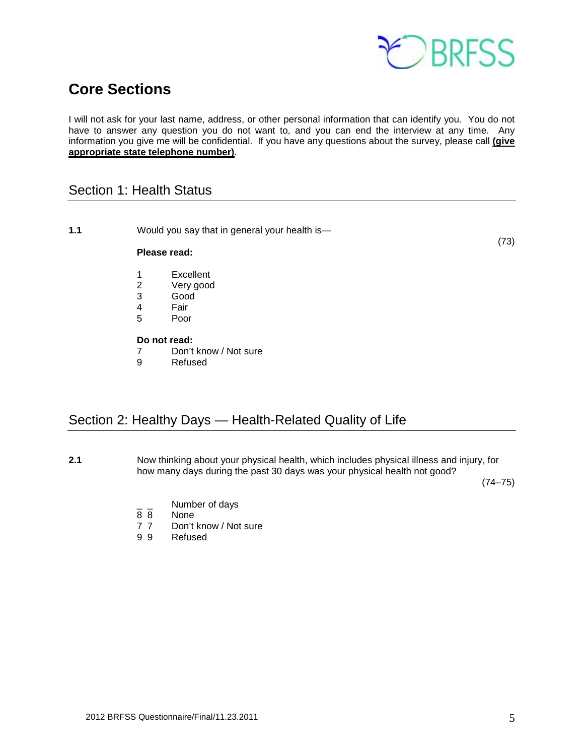# Core Sections

I will not ask for your last name, address, or other personal information that can identify you. You do not have to answer any question you do not want to, and you can end the interview at any time. Any information you give me will be confidential. If you have any questions about the survey, please call **(give appropriate state telephone number)**.

## Section 1: Health Status

**1.1** Would you say that in general your health is— (73)

**Please read:**

1 Excellent
2 Very good
3 Good
4 Fair
5 Poor

**Do not read:**

7 Don't know / Not sure
9 Refused

## Section 2: Healthy Days — Health-Related Quality of Life

**2.1** Now thinking about your physical health, which includes physical illness and injury, for how many days during the past 30 days was your physical health not good? (74–75)

_ _ Number of days
8 8 None
7 7 Don't know / Not sure
9 9 Refused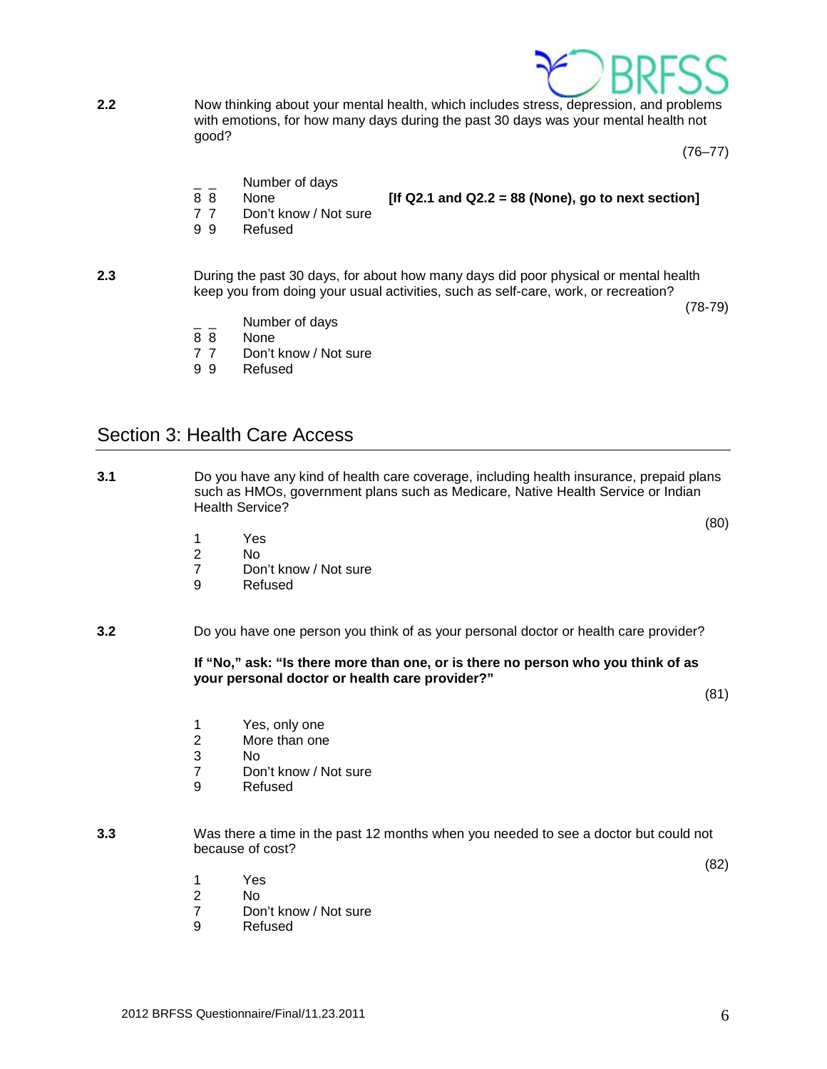**2.2** Now thinking about your mental health, which includes stress, depression, and problems with emotions, for how many days during the past 30 days was your mental health not good?

(76–77)

_ _ Number of days
8 8 None **[If Q2.1 and Q2.2 = 88 (None), go to next section]**
7 7 Don't know / Not sure
9 9 Refused

**2.3** During the past 30 days, for about how many days did poor physical or mental health keep you from doing your usual activities, such as self-care, work, or recreation?

(78-79)

_ _ Number of days
8 8 None
7 7 Don't know / Not sure
9 9 Refused

## Section 3: Health Care Access

**3.1** Do you have any kind of health care coverage, including health insurance, prepaid plans such as HMOs, government plans such as Medicare, Native Health Service or Indian Health Service?

(80)

1 Yes
2 No
7 Don't know / Not sure
9 Refused

**3.2** Do you have one person you think of as your personal doctor or health care provider?

**If "No," ask: "Is there more than one, or is there no person who you think of as your personal doctor or health care provider?"**

(81)

1 Yes, only one
2 More than one
3 No
7 Don't know / Not sure
9 Refused

**3.3** Was there a time in the past 12 months when you needed to see a doctor but could not because of cost?

(82)

1 Yes
2 No
7 Don't know / Not sure
9 Refused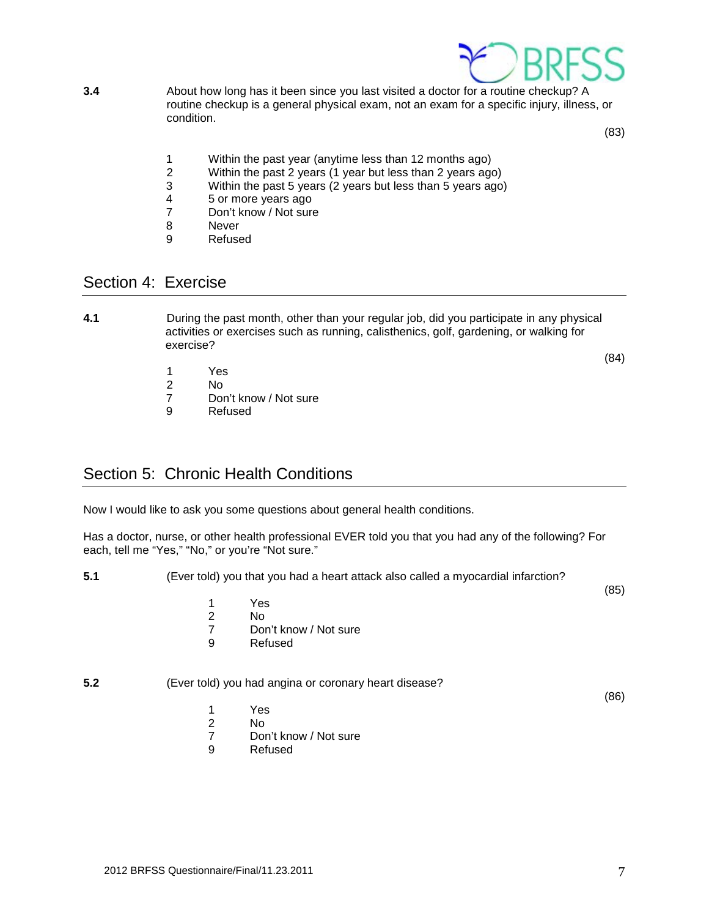**3.4** About how long has it been since you last visited a doctor for a routine checkup? A routine checkup is a general physical exam, not an exam for a specific injury, illness, or condition.

(83)

1 Within the past year (anytime less than 12 months ago)
2 Within the past 2 years (1 year but less than 2 years ago)
3 Within the past 5 years (2 years but less than 5 years ago)
4 5 or more years ago
7 Don't know / Not sure
8 Never
9 Refused

## Section 4: Exercise

**4.1** During the past month, other than your regular job, did you participate in any physical activities or exercises such as running, calisthenics, golf, gardening, or walking for exercise?

(84)

1 Yes
2 No
7 Don't know / Not sure
9 Refused

## Section 5: Chronic Health Conditions

Now I would like to ask you some questions about general health conditions.

Has a doctor, nurse, or other health professional EVER told you that you had any of the following? For each, tell me "Yes," "No," or you're "Not sure."

**5.1** (Ever told) you that you had a heart attack also called a myocardial infarction?

(85)

1 Yes
2 No
7 Don't know / Not sure
9 Refused

**5.2** (Ever told) you had angina or coronary heart disease?

(86)

1 Yes
2 No
7 Don't know / Not sure
9 Refused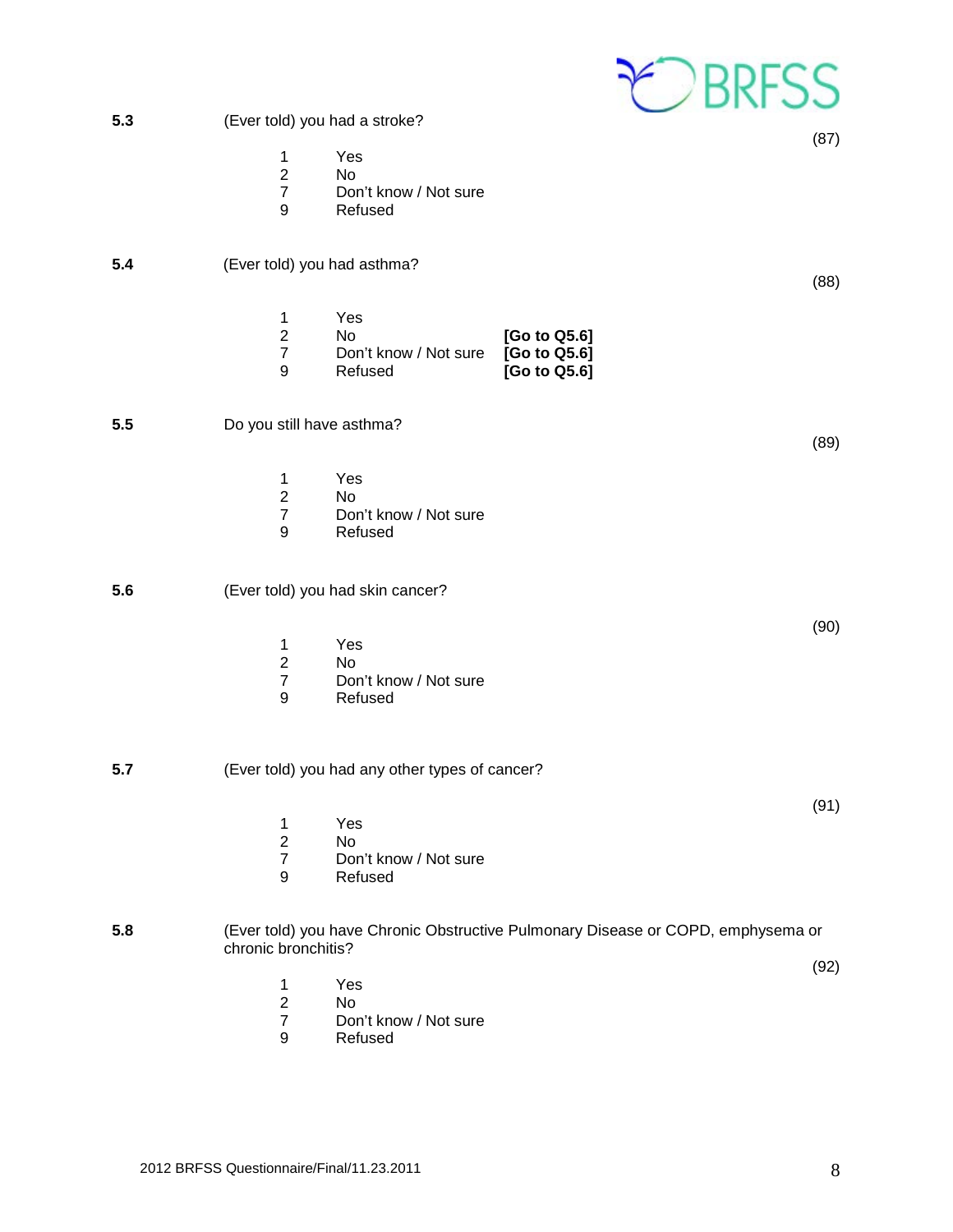**5.3** (Ever told) you had a stroke?

(87)

1 Yes
2 No
7 Don't know / Not sure
9 Refused

**5.4** (Ever told) you had asthma?

(88)

1 Yes
2 No **[Go to Q5.6]**
7 Don't know / Not sure **[Go to Q5.6]**
9 Refused **[Go to Q5.6]**

**5.5** Do you still have asthma?

(89)

1 Yes
2 No
7 Don't know / Not sure
9 Refused

**5.6** (Ever told) you had skin cancer?

(90)

1 Yes
2 No
7 Don't know / Not sure
9 Refused

**5.7** (Ever told) you had any other types of cancer?

(91)

1 Yes
2 No
7 Don't know / Not sure
9 Refused

**5.8** (Ever told) you have Chronic Obstructive Pulmonary Disease or COPD, emphysema or chronic bronchitis?

(92)

1 Yes
2 No
7 Don't know / Not sure
9 Refused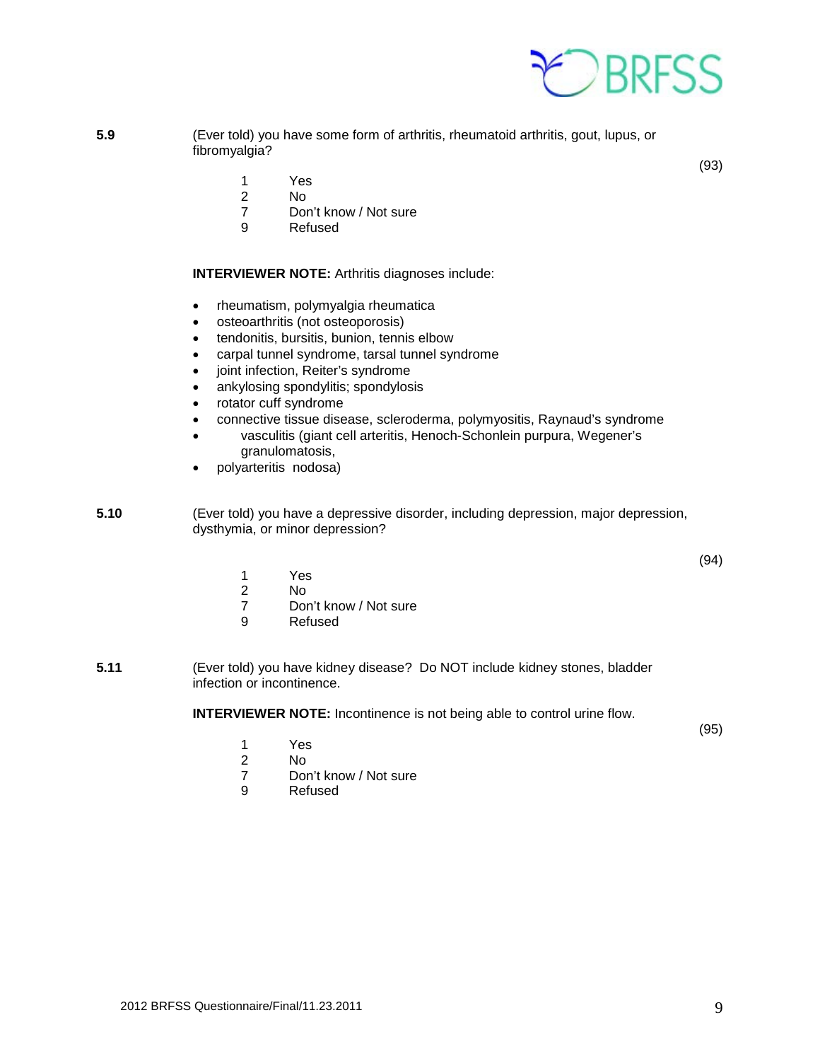**5.9** (Ever told) you have some form of arthritis, rheumatoid arthritis, gout, lupus, or fibromyalgia?

(93)

1 Yes
2 No
7 Don't know / Not sure
9 Refused

**INTERVIEWER NOTE:** Arthritis diagnoses include:

- rheumatism, polymyalgia rheumatica
- osteoarthritis (not osteoporosis)
- tendonitis, bursitis, bunion, tennis elbow
- carpal tunnel syndrome, tarsal tunnel syndrome
- joint infection, Reiter's syndrome
- ankylosing spondylitis; spondylosis
- rotator cuff syndrome
- connective tissue disease, scleroderma, polymyositis, Raynaud's syndrome
- vasculitis (giant cell arteritis, Henoch-Schonlein purpura, Wegener's granulomatosis,
- polyarteritis nodosa)

**5.10** (Ever told) you have a depressive disorder, including depression, major depression, dysthymia, or minor depression?

(94)

1 Yes
2 No
7 Don't know / Not sure
9 Refused

**5.11** (Ever told) you have kidney disease? Do NOT include kidney stones, bladder infection or incontinence.

**INTERVIEWER NOTE:** Incontinence is not being able to control urine flow.

(95)

1 Yes
2 No
7 Don't know / Not sure
9 Refused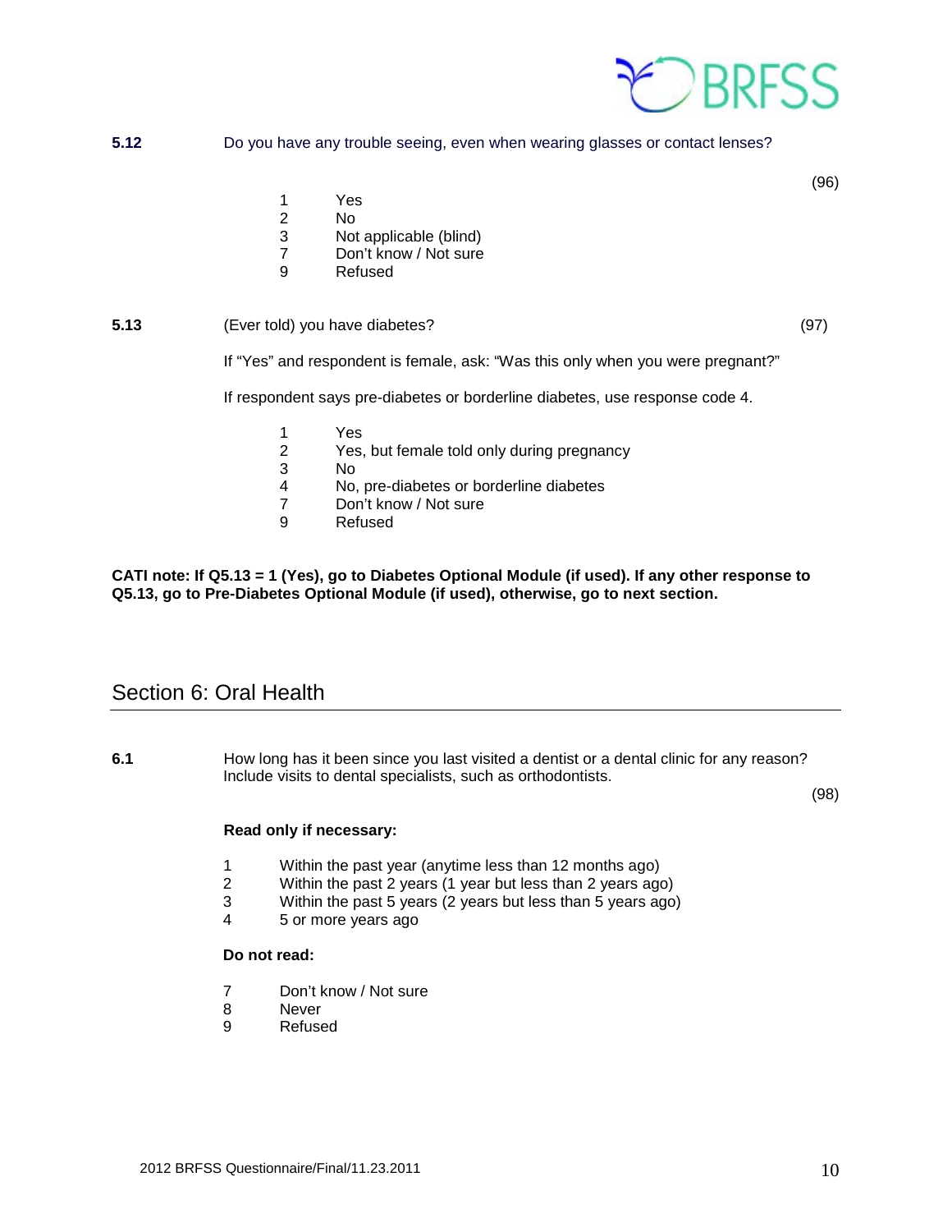**5.12** Do you have any trouble seeing, even when wearing glasses or contact lenses?

(96)

1 Yes
2 No
3 Not applicable (blind)
7 Don't know / Not sure
9 Refused

**5.13** (Ever told) you have diabetes? (97)

If "Yes" and respondent is female, ask: "Was this only when you were pregnant?"

If respondent says pre-diabetes or borderline diabetes, use response code 4.

1 Yes
2 Yes, but female told only during pregnancy
3 No
4 No, pre-diabetes or borderline diabetes
7 Don't know / Not sure
9 Refused

**CATI note: If Q5.13 = 1 (Yes), go to Diabetes Optional Module (if used). If any other response to Q5.13, go to Pre-Diabetes Optional Module (if used), otherwise, go to next section.**

## Section 6: Oral Health

**6.1** How long has it been since you last visited a dentist or a dental clinic for any reason? Include visits to dental specialists, such as orthodontists.

(98)

**Read only if necessary:**

1 Within the past year (anytime less than 12 months ago)
2 Within the past 2 years (1 year but less than 2 years ago)
3 Within the past 5 years (2 years but less than 5 years ago)
4 5 or more years ago

**Do not read:**

7 Don't know / Not sure
8 Never
9 Refused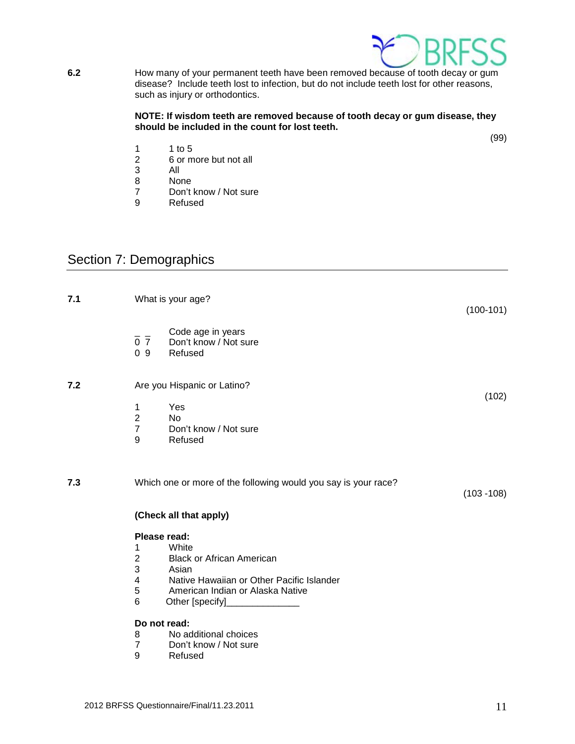**6.2** How many of your permanent teeth have been removed because of tooth decay or gum disease? Include teeth lost to infection, but do not include teeth lost for other reasons, such as injury or orthodontics.

**NOTE: If wisdom teeth are removed because of tooth decay or gum disease, they should be included in the count for lost teeth.**

(99)

1 1 to 5
2 6 or more but not all
3 All
8 None
7 Don't know / Not sure
9 Refused

## Section 7: Demographics

**7.1** What is your age?

(100-101)

_ _ Code age in years
0 7 Don't know / Not sure
0 9 Refused

**7.2** Are you Hispanic or Latino?

(102)

1 Yes
2 No
7 Don't know / Not sure
9 Refused

**7.3** Which one or more of the following would you say is your race?

(103 -108)

**(Check all that apply)**

**Please read:**

1 White
2 Black or African American
3 Asian
4 Native Hawaiian or Other Pacific Islander
5 American Indian or Alaska Native
6 Other [specify]______________

**Do not read:**

8 No additional choices
7 Don't know / Not sure
9 Refused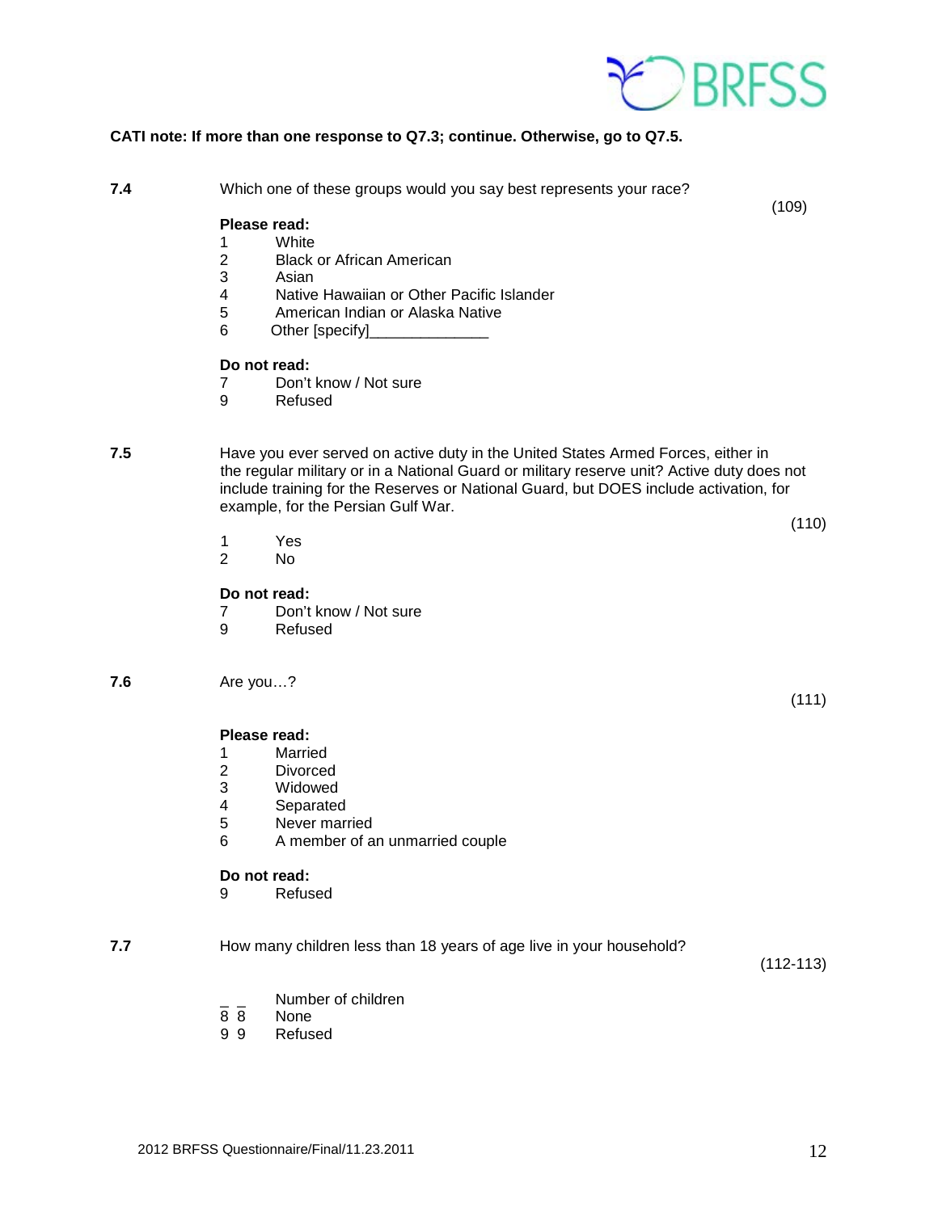**CATI note: If more than one response to Q7.3; continue. Otherwise, go to Q7.5.**

**7.4** Which one of these groups would you say best represents your race? (109)

**Please read:**

1 White
2 Black or African American
3 Asian
4 Native Hawaiian or Other Pacific Islander
5 American Indian or Alaska Native
6 Other [specify]______________

**Do not read:**

7 Don't know / Not sure
9 Refused

**7.5** Have you ever served on active duty in the United States Armed Forces, either in the regular military or in a National Guard or military reserve unit? Active duty does not include training for the Reserves or National Guard, but DOES include activation, for example, for the Persian Gulf War. (110)

1 Yes
2 No

**Do not read:**

7 Don't know / Not sure
9 Refused

**7.6** Are you…? (111)

**Please read:**

1 Married
2 Divorced
3 Widowed
4 Separated
5 Never married
6 A member of an unmarried couple

**Do not read:**

9 Refused

**7.7** How many children less than 18 years of age live in your household? (112-113)

_ _ Number of children
8 8 None
9 9 Refused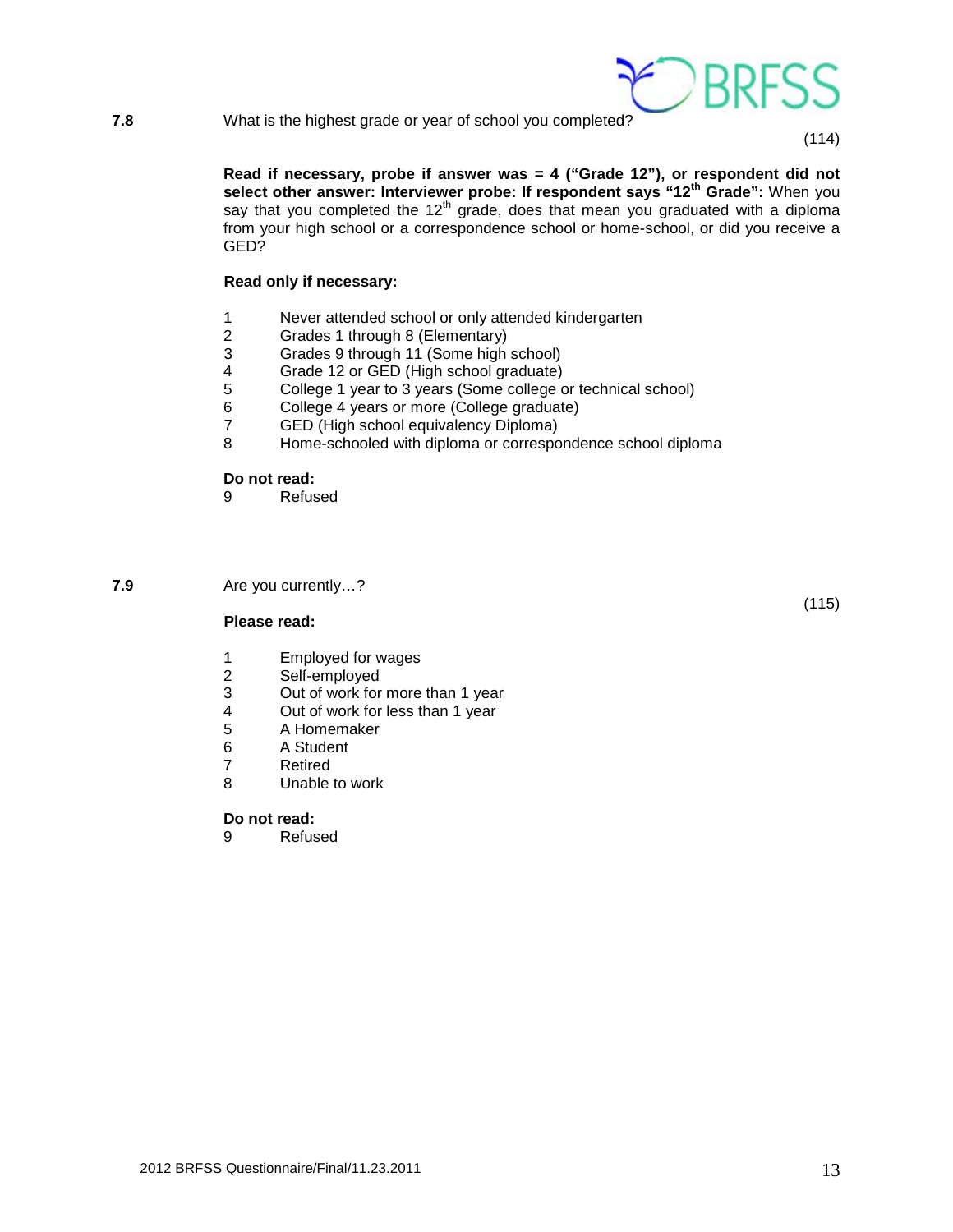**7.8** What is the highest grade or year of school you completed?

(114)

**Read if necessary, probe if answer was = 4 ("Grade 12"), or respondent did not select other answer: Interviewer probe: If respondent says "12th Grade":** When you say that you completed the 12th grade, does that mean you graduated with a diploma from your high school or a correspondence school or home-school, or did you receive a GED?

**Read only if necessary:**

1 Never attended school or only attended kindergarten
2 Grades 1 through 8 (Elementary)
3 Grades 9 through 11 (Some high school)
4 Grade 12 or GED (High school graduate)
5 College 1 year to 3 years (Some college or technical school)
6 College 4 years or more (College graduate)
7 GED (High school equivalency Diploma)
8 Home-schooled with diploma or correspondence school diploma

**Do not read:**
9 Refused

**7.9** Are you currently…?

(115)

**Please read:**

1 Employed for wages
2 Self-employed
3 Out of work for more than 1 year
4 Out of work for less than 1 year
5 A Homemaker
6 A Student
7 Retired
8 Unable to work

**Do not read:**
9 Refused

2012 BRFSS Questionnaire/Final/11.23.2011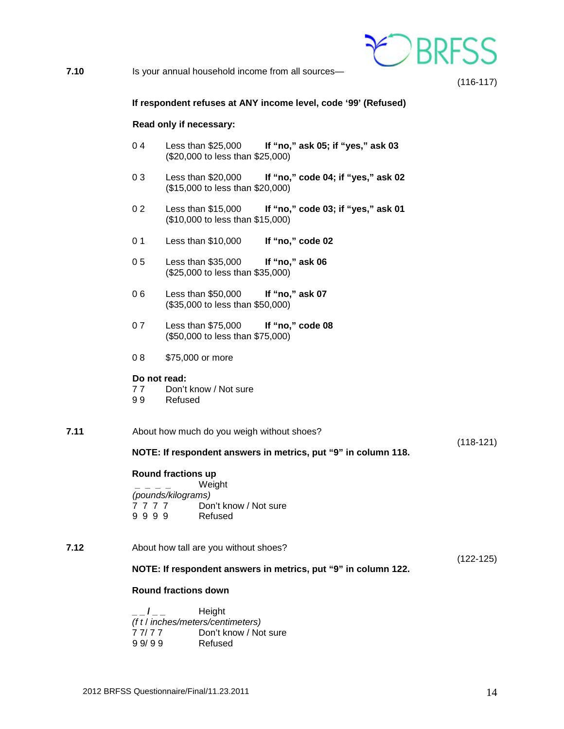**7.10** Is your annual household income from all sources— (116-117)

**If respondent refuses at ANY income level, code '99' (Refused)**

**Read only if necessary:**

0 4 Less than $25,000 **If "no," ask 05; if "yes," ask 03**
($20,000 to less than $25,000)

0 3 Less than $20,000 **If "no," code 04; if "yes," ask 02**
($15,000 to less than $20,000)

0 2 Less than $15,000 **If "no," code 03; if "yes," ask 01**
($10,000 to less than $15,000)

0 1 Less than $10,000 **If "no," code 02**

0 5 Less than $35,000 **If "no," ask 06**
($25,000 to less than $35,000)

0 6 Less than $50,000 **If "no," ask 07**
($35,000 to less than $50,000)

0 7 Less than $75,000 **If "no," code 08**
($50,000 to less than $75,000)

0 8 $75,000 or more

**Do not read:**
7 7 Don't know / Not sure
9 9 Refused

**7.11** About how much do you weigh without shoes? (118-121)

**NOTE: If respondent answers in metrics, put "9" in column 118.**

**Round fractions up**
_ _ _ _ Weight
*(pounds/kilograms)*
7 7 7 7 Don't know / Not sure
9 9 9 9 Refused

**7.12** About how tall are you without shoes? (122-125)

**NOTE: If respondent answers in metrics, put "9" in column 122.**

**Round fractions down**

_ _ / _ _ Height
*(f t / inches/meters/centimeters)*
7 7/ 7 7 Don't know / Not sure
9 9/ 9 9 Refused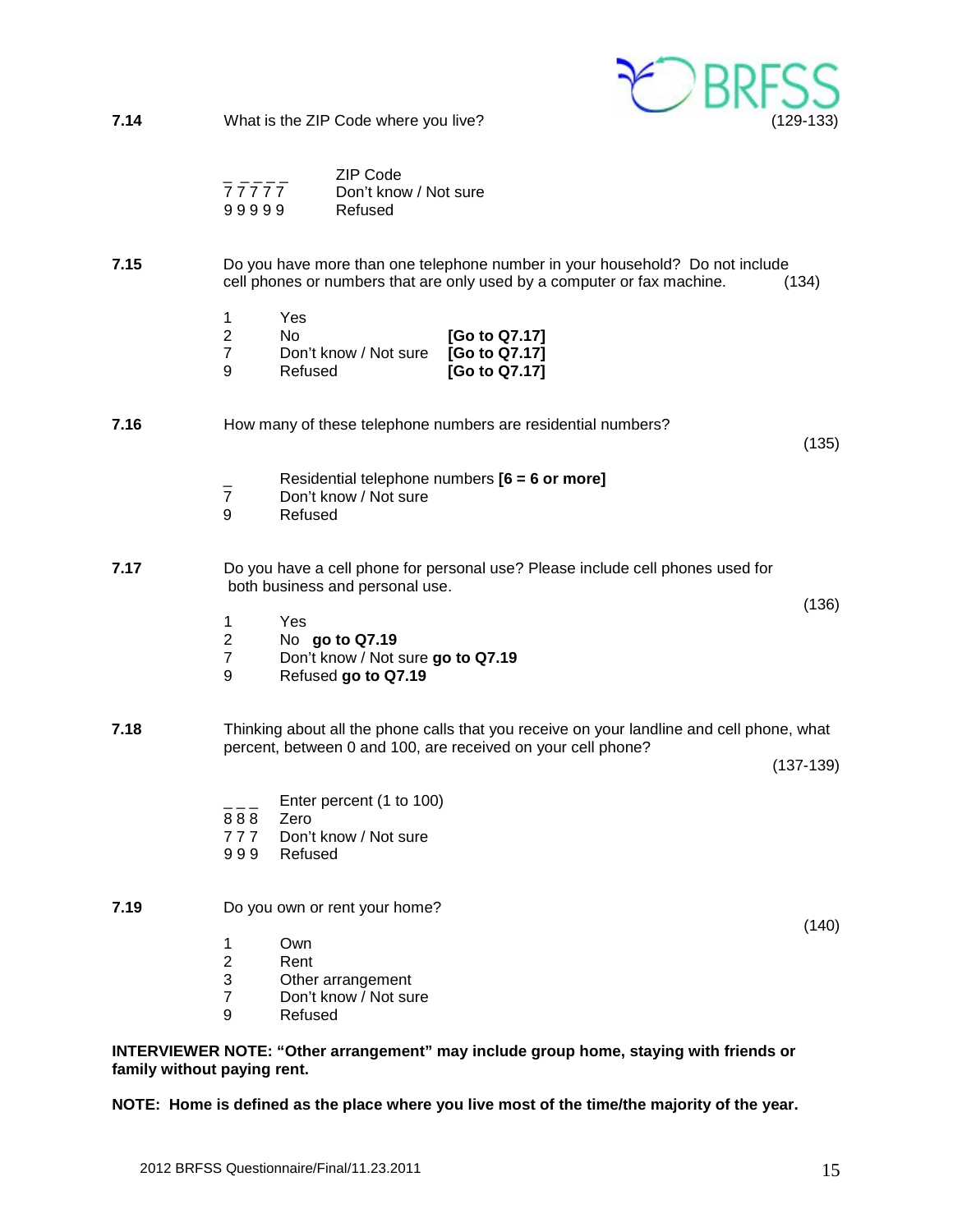**7.14** What is the ZIP Code where you live? (129-133)

_ _ _ _ _ ZIP Code
7 7 7 7 7 Don't know / Not sure
9 9 9 9 9 Refused

**7.15** Do you have more than one telephone number in your household? Do not include cell phones or numbers that are only used by a computer or fax machine. (134)

1 Yes
2 No **[Go to Q7.17]**
7 Don't know / Not sure **[Go to Q7.17]**
9 Refused **[Go to Q7.17]**

**7.16** How many of these telephone numbers are residential numbers? (135)

_ Residential telephone numbers **[6 = 6 or more]**
7 Don't know / Not sure
9 Refused

**7.17** Do you have a cell phone for personal use? Please include cell phones used for both business and personal use. (136)

1 Yes
2 No **go to Q7.19**
7 Don't know / Not sure **go to Q7.19**
9 Refused **go to Q7.19**

**7.18** Thinking about all the phone calls that you receive on your landline and cell phone, what percent, between 0 and 100, are received on your cell phone? (137-139)

_ _ _ Enter percent (1 to 100)
8 8 8 Zero
7 7 7 Don't know / Not sure
9 9 9 Refused

**7.19** Do you own or rent your home? (140)

1 Own
2 Rent
3 Other arrangement
7 Don't know / Not sure
9 Refused

**INTERVIEWER NOTE: "Other arrangement" may include group home, staying with friends or family without paying rent.**

**NOTE: Home is defined as the place where you live most of the time/the majority of the year.**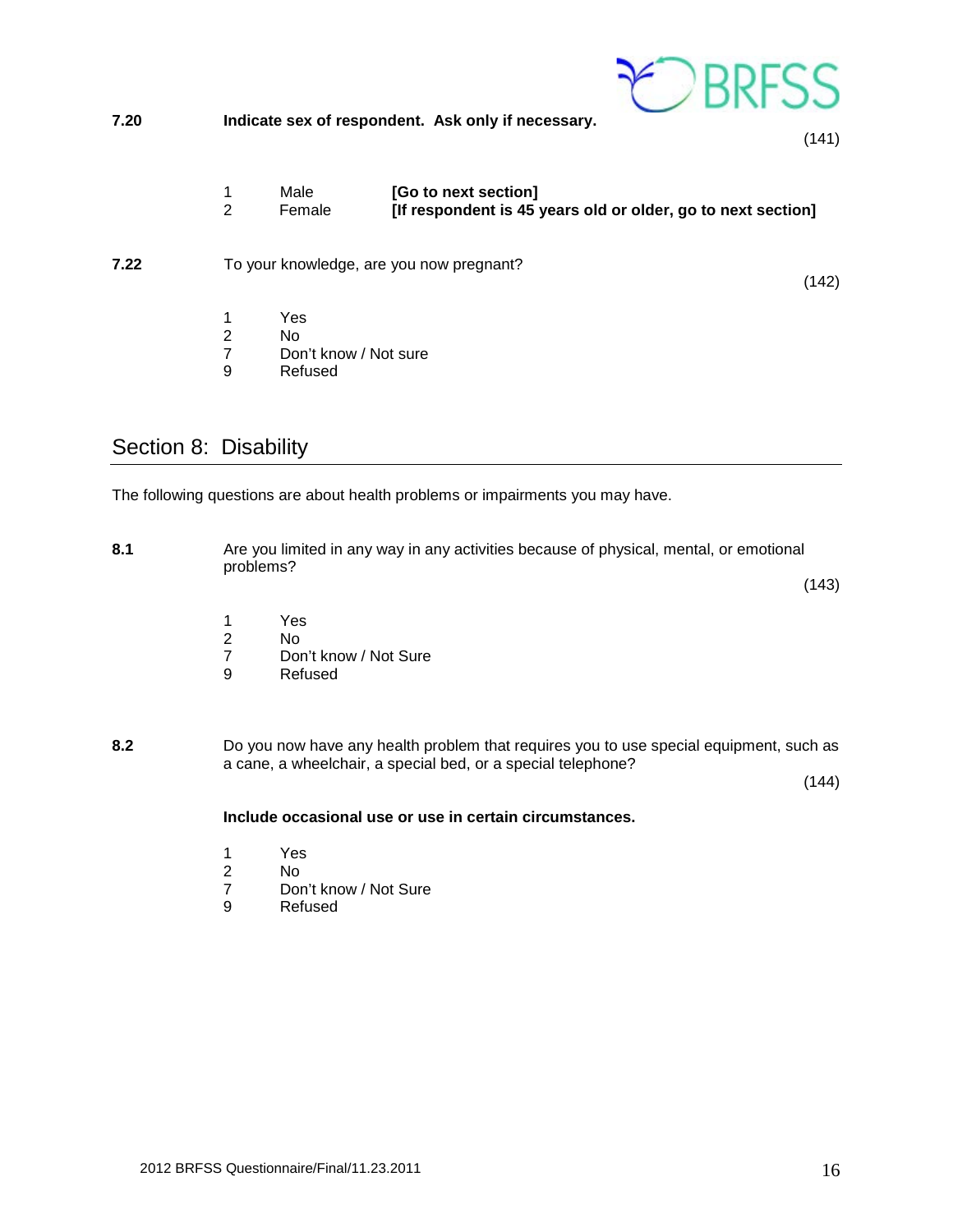**7.20** **Indicate sex of respondent. Ask only if necessary.**

(141)

1 Male **[Go to next section]**
2 Female **[If respondent is 45 years old or older, go to next section]**

**7.22** To your knowledge, are you now pregnant?

(142)

1 Yes
2 No
7 Don't know / Not sure
9 Refused

## Section 8: Disability

The following questions are about health problems or impairments you may have.

**8.1** Are you limited in any way in any activities because of physical, mental, or emotional problems?

(143)

1 Yes
2 No
7 Don't know / Not Sure
9 Refused

**8.2** Do you now have any health problem that requires you to use special equipment, such as a cane, a wheelchair, a special bed, or a special telephone?

(144)

**Include occasional use or use in certain circumstances.**

1 Yes
2 No
7 Don't know / Not Sure
9 Refused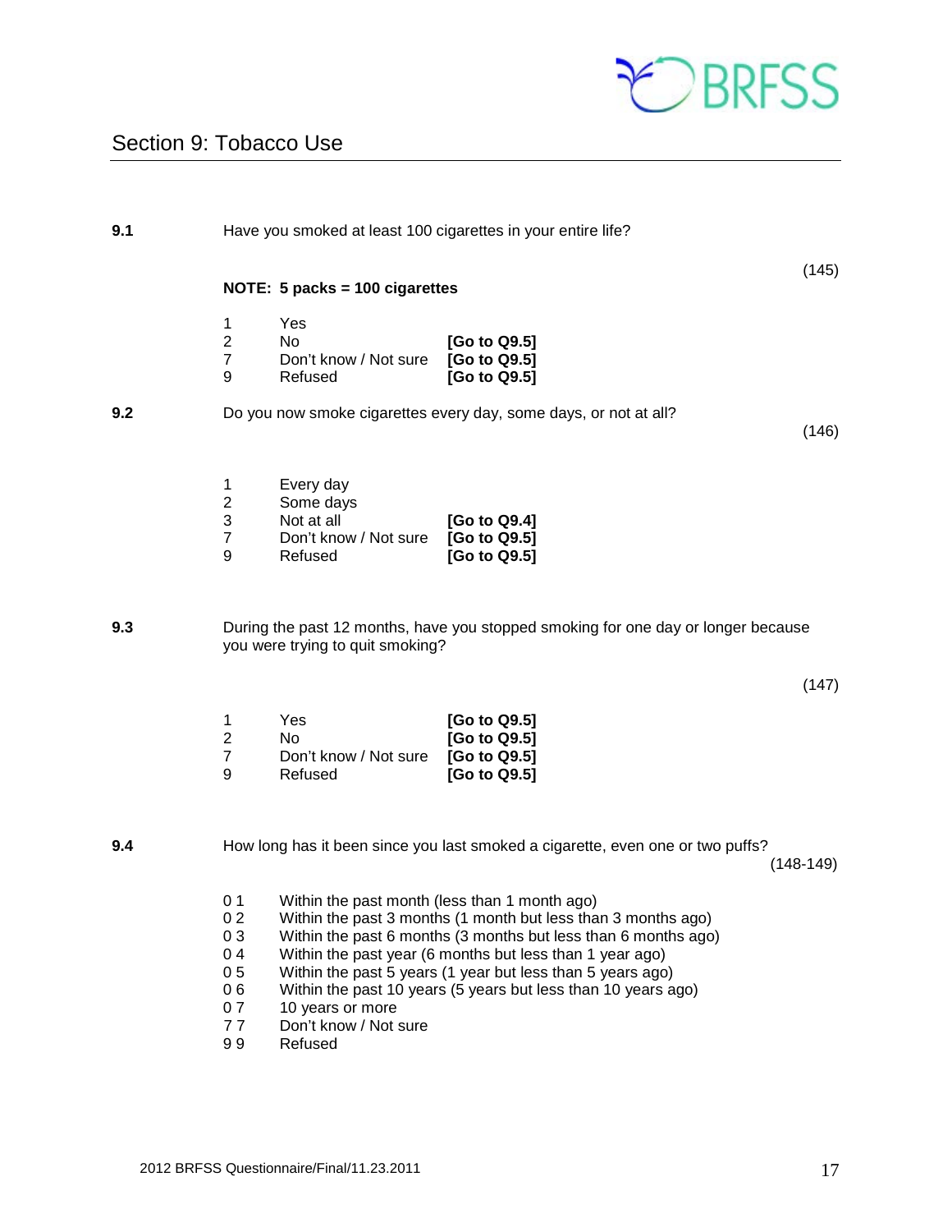## Section 9: Tobacco Use

**9.1** Have you smoked at least 100 cigarettes in your entire life?

(145)

**NOTE: 5 packs = 100 cigarettes**

| | | |
|---|---|---|
| 1 | Yes | |
| 2 | No | **[Go to Q9.5]** |
| 7 | Don't know / Not sure | **[Go to Q9.5]** |
| 9 | Refused | **[Go to Q9.5]** |

**9.2** Do you now smoke cigarettes every day, some days, or not at all?

(146)

| | | |
|---|---|---|
| 1 | Every day | |
| 2 | Some days | |
| 3 | Not at all | **[Go to Q9.4]** |
| 7 | Don't know / Not sure | **[Go to Q9.5]** |
| 9 | Refused | **[Go to Q9.5]** |

**9.3** During the past 12 months, have you stopped smoking for one day or longer because you were trying to quit smoking?

(147)

| | | |
|---|---|---|
| 1 | Yes | **[Go to Q9.5]** |
| 2 | No | **[Go to Q9.5]** |
| 7 | Don't know / Not sure | **[Go to Q9.5]** |
| 9 | Refused | **[Go to Q9.5]** |

**9.4** How long has it been since you last smoked a cigarette, even one or two puffs?

(148-149)

| | |
|---|---|
| 0 1 | Within the past month (less than 1 month ago) |
| 0 2 | Within the past 3 months (1 month but less than 3 months ago) |
| 0 3 | Within the past 6 months (3 months but less than 6 months ago) |
| 0 4 | Within the past year (6 months but less than 1 year ago) |
| 0 5 | Within the past 5 years (1 year but less than 5 years ago) |
| 0 6 | Within the past 10 years (5 years but less than 10 years ago) |
| 0 7 | 10 years or more |
| 7 7 | Don't know / Not sure |
| 9 9 | Refused |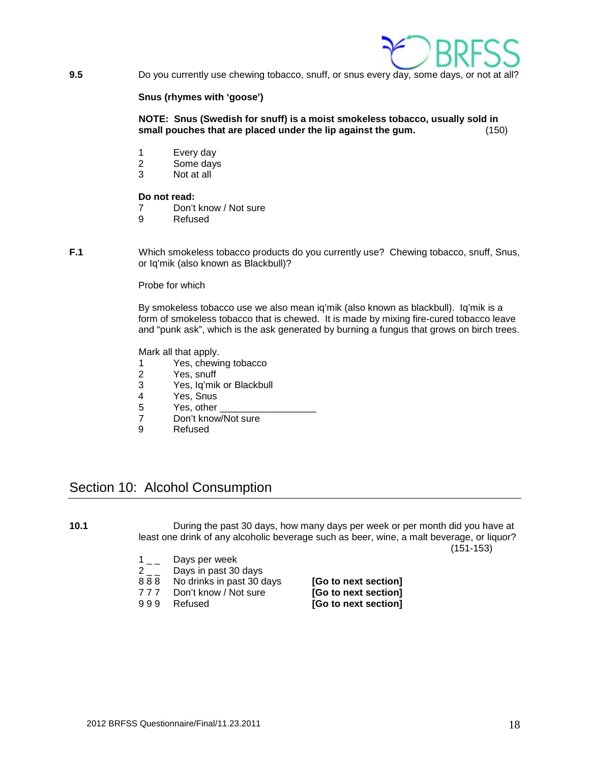**9.5** Do you currently use chewing tobacco, snuff, or snus every day, some days, or not at all?

**Snus (rhymes with 'goose')**

**NOTE: Snus (Swedish for snuff) is a moist smokeless tobacco, usually sold in small pouches that are placed under the lip against the gum.** (150)

1 Every day
2 Some days
3 Not at all

**Do not read:**
7 Don't know / Not sure
9 Refused

**F.1** Which smokeless tobacco products do you currently use? Chewing tobacco, snuff, Snus, or Iq'mik (also known as Blackbull)?

Probe for which

By smokeless tobacco use we also mean iq'mik (also known as blackbull). Iq'mik is a form of smokeless tobacco that is chewed. It is made by mixing fire-cured tobacco leave and "punk ask", which is the ask generated by burning a fungus that grows on birch trees.

Mark all that apply.
1 Yes, chewing tobacco
2 Yes, snuff
3 Yes, Iq'mik or Blackbull
4 Yes, Snus
5 Yes, other _________________
7 Don't know/Not sure
9 Refused

## Section 10: Alcohol Consumption

**10.1** During the past 30 days, how many days per week or per month did you have at least one drink of any alcoholic beverage such as beer, wine, a malt beverage, or liquor? (151-153)

1 _ _ Days per week
2 _ _ Days in past 30 days
8 8 8 No drinks in past 30 days **[Go to next section]**
7 7 7 Don't know / Not sure **[Go to next section]**
9 9 9 Refused **[Go to next section]**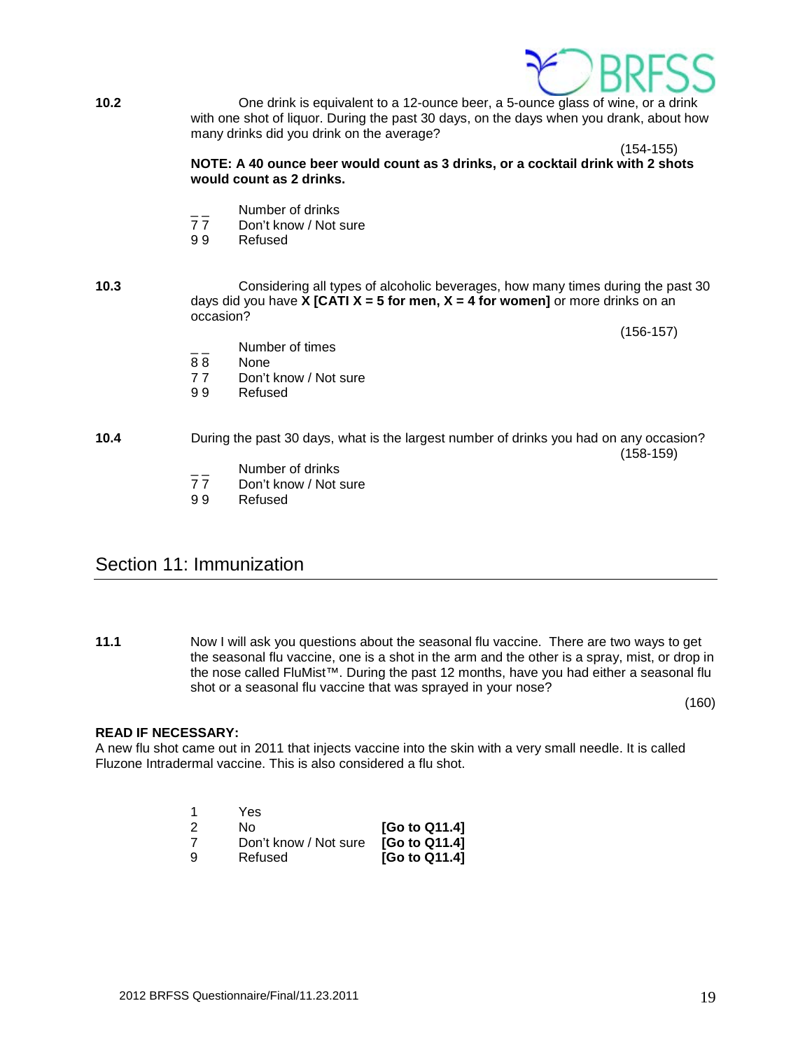**10.2** One drink is equivalent to a 12-ounce beer, a 5-ounce glass of wine, or a drink with one shot of liquor. During the past 30 days, on the days when you drank, about how many drinks did you drink on the average?

(154-155)

**NOTE: A 40 ounce beer would count as 3 drinks, or a cocktail drink with 2 shots would count as 2 drinks.**

_ _ Number of drinks
7 7 Don't know / Not sure
9 9 Refused

**10.3** Considering all types of alcoholic beverages, how many times during the past 30 days did you have **X [CATI X = 5 for men, X = 4 for women]** or more drinks on an occasion?

(156-157)

_ _ Number of times
8 8 None
7 7 Don't know / Not sure
9 9 Refused

**10.4** During the past 30 days, what is the largest number of drinks you had on any occasion?

(158-159)

_ _ Number of drinks
7 7 Don't know / Not sure
9 9 Refused

## Section 11: Immunization

**11.1** Now I will ask you questions about the seasonal flu vaccine. There are two ways to get the seasonal flu vaccine, one is a shot in the arm and the other is a spray, mist, or drop in the nose called FluMist™. During the past 12 months, have you had either a seasonal flu shot or a seasonal flu vaccine that was sprayed in your nose?

(160)

**READ IF NECESSARY:**
A new flu shot came out in 2011 that injects vaccine into the skin with a very small needle. It is called Fluzone Intradermal vaccine. This is also considered a flu shot.

1 Yes
2 No **[Go to Q11.4]**
7 Don't know / Not sure **[Go to Q11.4]**
9 Refused **[Go to Q11.4]**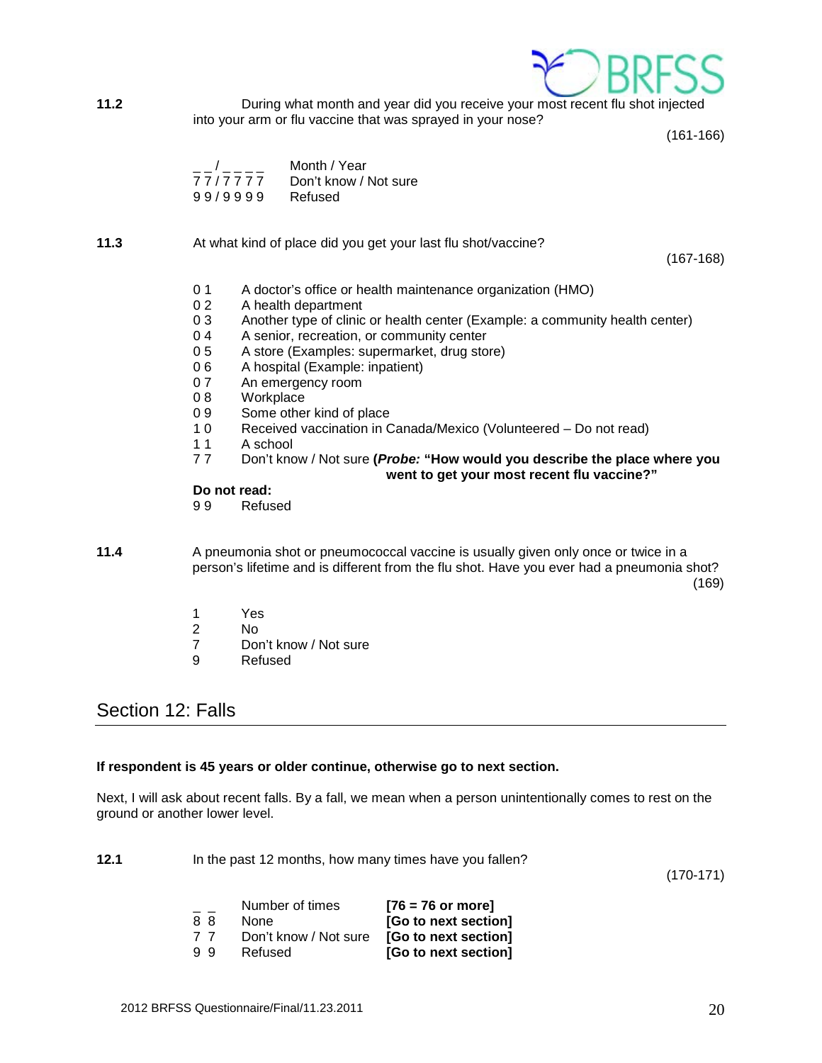**11.2** During what month and year did you receive your most recent flu shot injected into your arm or flu vaccine that was sprayed in your nose?

(161-166)

| | |
|---|---|
| _ _ / _ _ _ _ | Month / Year |
| 7 7 / 7 7 7 7 | Don't know / Not sure |
| 9 9 / 9 9 9 9 | Refused |

**11.3** At what kind of place did you get your last flu shot/vaccine?

(167-168)

| | |
|---|---|
| 0 1 | A doctor's office or health maintenance organization (HMO) |
| 0 2 | A health department |
| 0 3 | Another type of clinic or health center (Example: a community health center) |
| 0 4 | A senior, recreation, or community center |
| 0 5 | A store (Examples: supermarket, drug store) |
| 0 6 | A hospital (Example: inpatient) |
| 0 7 | An emergency room |
| 0 8 | Workplace |
| 0 9 | Some other kind of place |
| 1 0 | Received vaccination in Canada/Mexico (Volunteered – Do not read) |
| 1 1 | A school |
| 7 7 | Don't know / Not sure **(*Probe:* "How would you describe the place where you went to get your most recent flu vaccine?"** |

**Do not read:**

| | |
|---|---|
| 9 9 | Refused |

**11.4** A pneumonia shot or pneumococcal vaccine is usually given only once or twice in a person's lifetime and is different from the flu shot. Have you ever had a pneumonia shot?

(169)

| | |
|---|---|
| 1 | Yes |
| 2 | No |
| 7 | Don't know / Not sure |
| 9 | Refused |

## Section 12: Falls

**If respondent is 45 years or older continue, otherwise go to next section.**

Next, I will ask about recent falls. By a fall, we mean when a person unintentionally comes to rest on the ground or another lower level.

**12.1** In the past 12 months, how many times have you fallen?

(170-171)

| | | |
|---|---|---|
| _ _ | Number of times | **[76 = 76 or more]** |
| 8 8 | None | **[Go to next section]** |
| 7 7 | Don't know / Not sure | **[Go to next section]** |
| 9 9 | Refused | **[Go to next section]** |

2012 BRFSS Questionnaire/Final/11.23.2011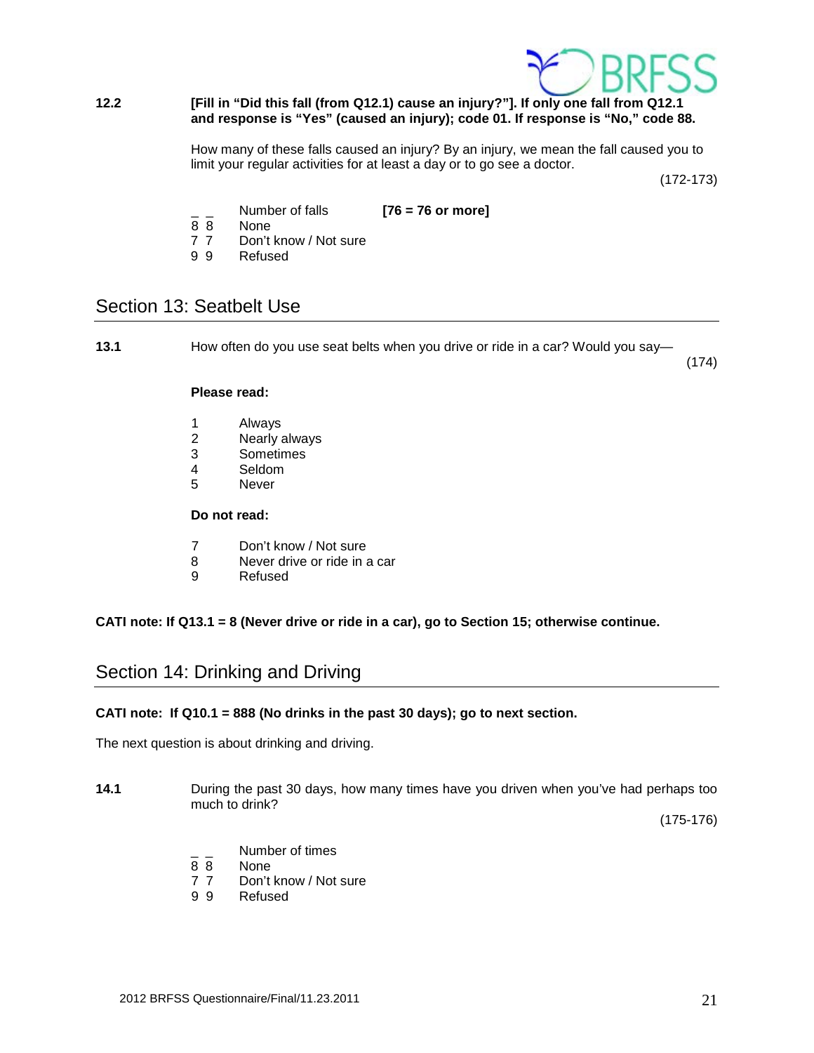**12.2** **[Fill in "Did this fall (from Q12.1) cause an injury?"]. If only one fall from Q12.1 and response is "Yes" (caused an injury); code 01. If response is "No," code 88.**

How many of these falls caused an injury? By an injury, we mean the fall caused you to limit your regular activities for at least a day or to go see a doctor.

(172-173)

_ _ Number of falls **[76 = 76 or more]**
8 8 None
7 7 Don't know / Not sure
9 9 Refused

## Section 13: Seatbelt Use

**13.1** How often do you use seat belts when you drive or ride in a car? Would you say—

(174)

**Please read:**

1 Always
2 Nearly always
3 Sometimes
4 Seldom
5 Never

**Do not read:**

7 Don't know / Not sure
8 Never drive or ride in a car
9 Refused

**CATI note: If Q13.1 = 8 (Never drive or ride in a car), go to Section 15; otherwise continue.**

## Section 14: Drinking and Driving

**CATI note: If Q10.1 = 888 (No drinks in the past 30 days); go to next section.**

The next question is about drinking and driving.

**14.1** During the past 30 days, how many times have you driven when you've had perhaps too much to drink?

(175-176)

_ _ Number of times
8 8 None
7 7 Don't know / Not sure
9 9 Refused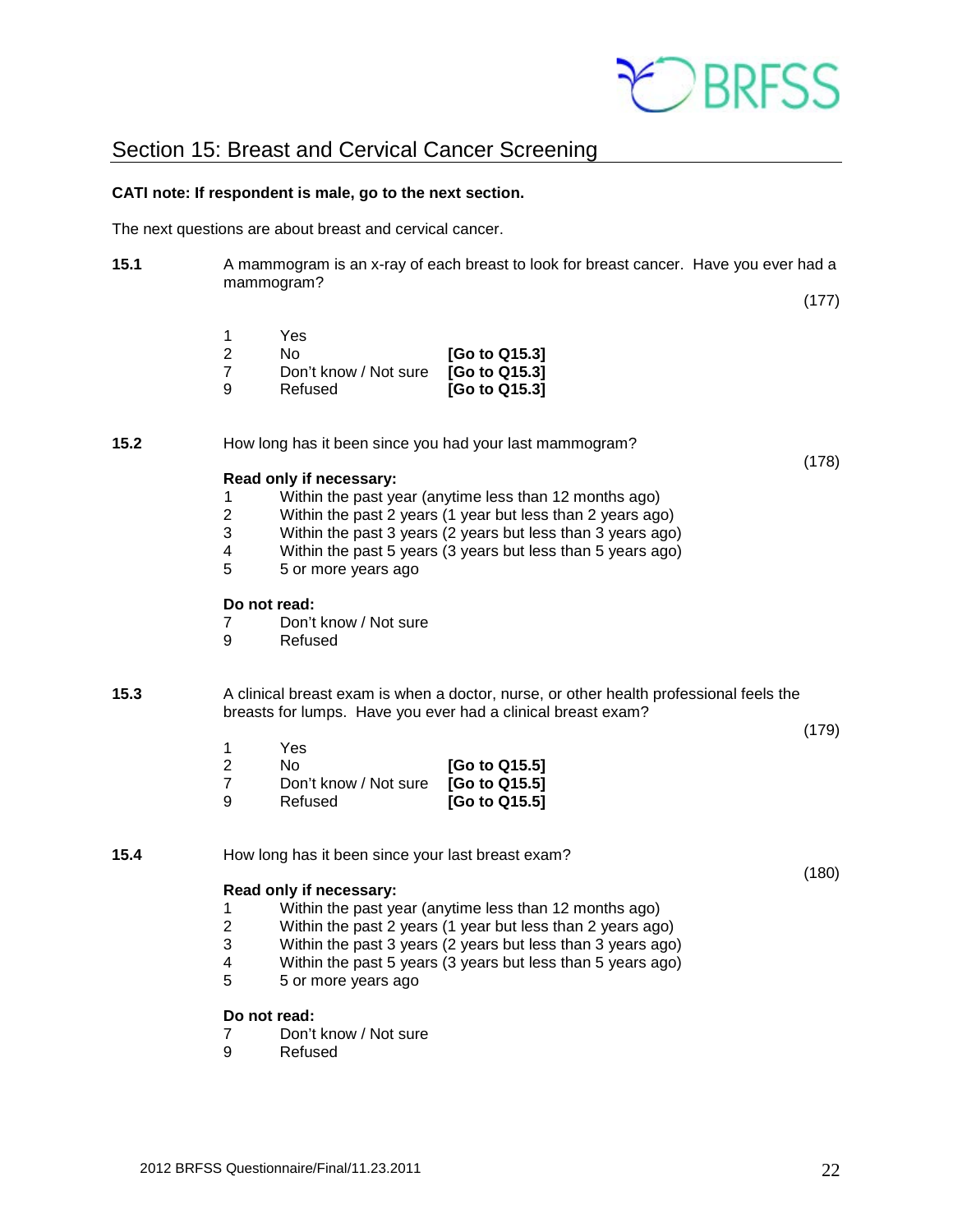## Section 15: Breast and Cervical Cancer Screening

**CATI note: If respondent is male, go to the next section.**

The next questions are about breast and cervical cancer.

**15.1** A mammogram is an x-ray of each breast to look for breast cancer. Have you ever had a mammogram? (177)

| | | |
|---|---|---|
| 1 | Yes | |
| 2 | No | **[Go to Q15.3]** |
| 7 | Don't know / Not sure | **[Go to Q15.3]** |
| 9 | Refused | **[Go to Q15.3]** |

**15.2** How long has it been since you had your last mammogram? (178)

**Read only if necessary:**

1 Within the past year (anytime less than 12 months ago)
2 Within the past 2 years (1 year but less than 2 years ago)
3 Within the past 3 years (2 years but less than 3 years ago)
4 Within the past 5 years (3 years but less than 5 years ago)
5 5 or more years ago

**Do not read:**

7 Don't know / Not sure
9 Refused

**15.3** A clinical breast exam is when a doctor, nurse, or other health professional feels the breasts for lumps. Have you ever had a clinical breast exam? (179)

| | | |
|---|---|---|
| 1 | Yes | |
| 2 | No | **[Go to Q15.5]** |
| 7 | Don't know / Not sure | **[Go to Q15.5]** |
| 9 | Refused | **[Go to Q15.5]** |

**15.4** How long has it been since your last breast exam? (180)

**Read only if necessary:**

1 Within the past year (anytime less than 12 months ago)
2 Within the past 2 years (1 year but less than 2 years ago)
3 Within the past 3 years (2 years but less than 3 years ago)
4 Within the past 5 years (3 years but less than 5 years ago)
5 5 or more years ago

**Do not read:**

7 Don't know / Not sure
9 Refused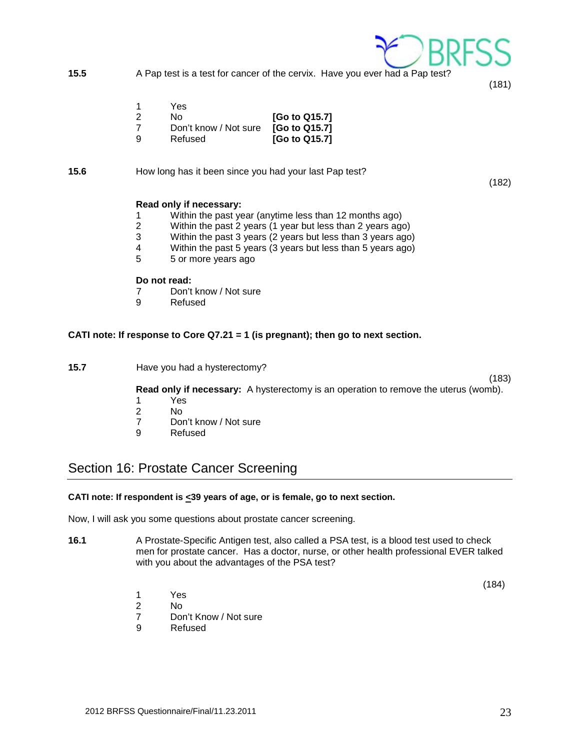**15.5** A Pap test is a test for cancer of the cervix. Have you ever had a Pap test?

(181)

| | | |
|---|---|---|
| 1 | Yes | |
| 2 | No | **[Go to Q15.7]** |
| 7 | Don't know / Not sure | **[Go to Q15.7]** |
| 9 | Refused | **[Go to Q15.7]** |

**15.6** How long has it been since you had your last Pap test?

(182)

**Read only if necessary:**

1 Within the past year (anytime less than 12 months ago)
2 Within the past 2 years (1 year but less than 2 years ago)
3 Within the past 3 years (2 years but less than 3 years ago)
4 Within the past 5 years (3 years but less than 5 years ago)
5 5 or more years ago

**Do not read:**

7 Don't know / Not sure
9 Refused

**CATI note: If response to Core Q7.21 = 1 (is pregnant); then go to next section.**

**15.7** Have you had a hysterectomy?

(183)

**Read only if necessary:** A hysterectomy is an operation to remove the uterus (womb).

1 Yes
2 No
7 Don't know / Not sure
9 Refused

## Section 16: Prostate Cancer Screening

**CATI note: If respondent is <39 years of age, or is female, go to next section.**

Now, I will ask you some questions about prostate cancer screening.

**16.1** A Prostate-Specific Antigen test, also called a PSA test, is a blood test used to check men for prostate cancer. Has a doctor, nurse, or other health professional EVER talked with you about the advantages of the PSA test?

(184)

1 Yes
2 No
7 Don't Know / Not sure
9 Refused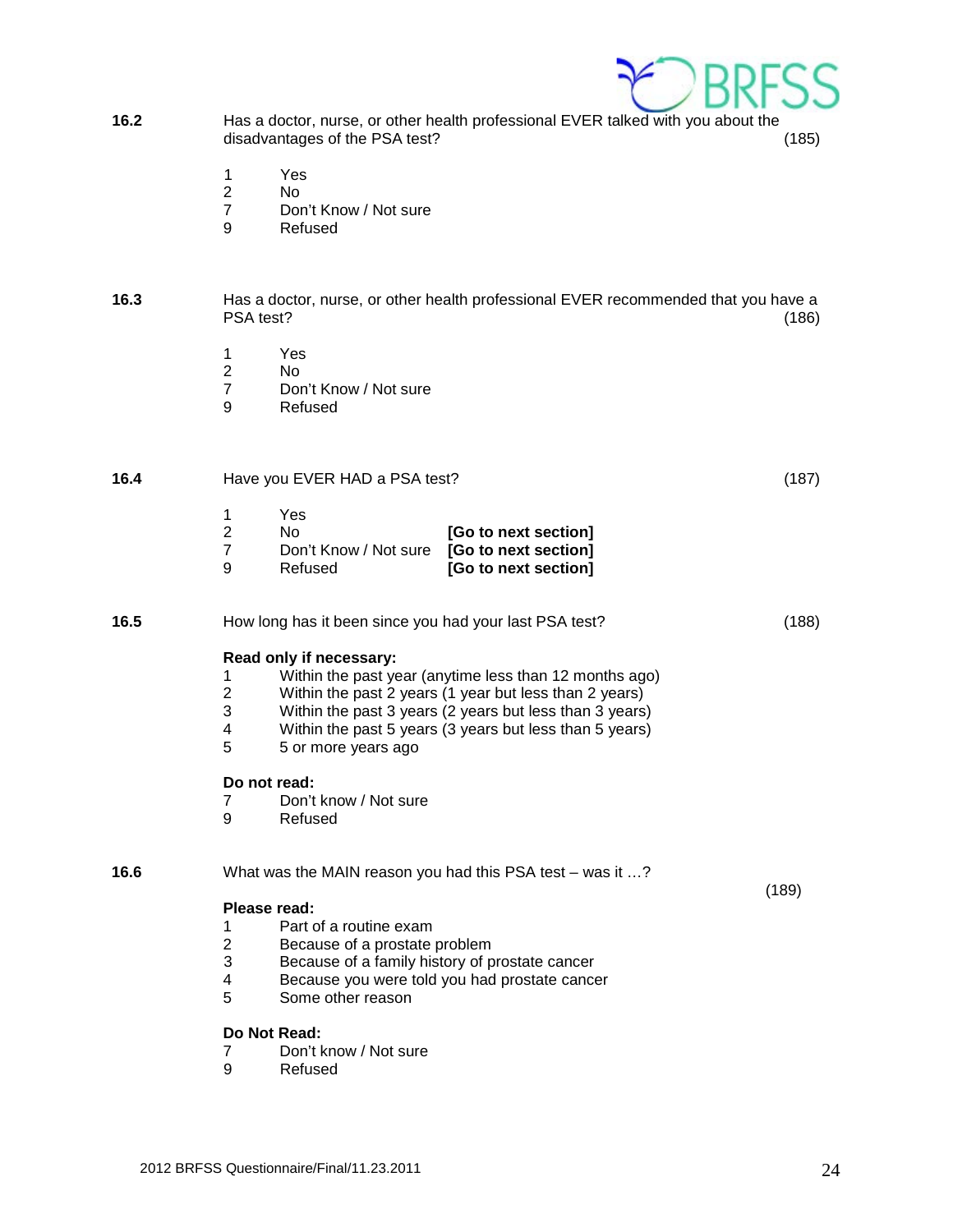**16.2** Has a doctor, nurse, or other health professional EVER talked with you about the disadvantages of the PSA test? (185)

1 Yes
2 No
7 Don't Know / Not sure
9 Refused

**16.3** Has a doctor, nurse, or other health professional EVER recommended that you have a PSA test? (186)

1 Yes
2 No
7 Don't Know / Not sure
9 Refused

**16.4** Have you EVER HAD a PSA test? (187)

1 Yes
2 No **[Go to next section]**
7 Don't Know / Not sure **[Go to next section]**
9 Refused **[Go to next section]**

**16.5** How long has it been since you had your last PSA test? (188)

**Read only if necessary:**
1 Within the past year (anytime less than 12 months ago)
2 Within the past 2 years (1 year but less than 2 years)
3 Within the past 3 years (2 years but less than 3 years)
4 Within the past 5 years (3 years but less than 5 years)
5 5 or more years ago

**Do not read:**
7 Don't know / Not sure
9 Refused

**16.6** What was the MAIN reason you had this PSA test – was it …? (189)

**Please read:**
1 Part of a routine exam
2 Because of a prostate problem
3 Because of a family history of prostate cancer
4 Because you were told you had prostate cancer
5 Some other reason

**Do Not Read:**
7 Don't know / Not sure
9 Refused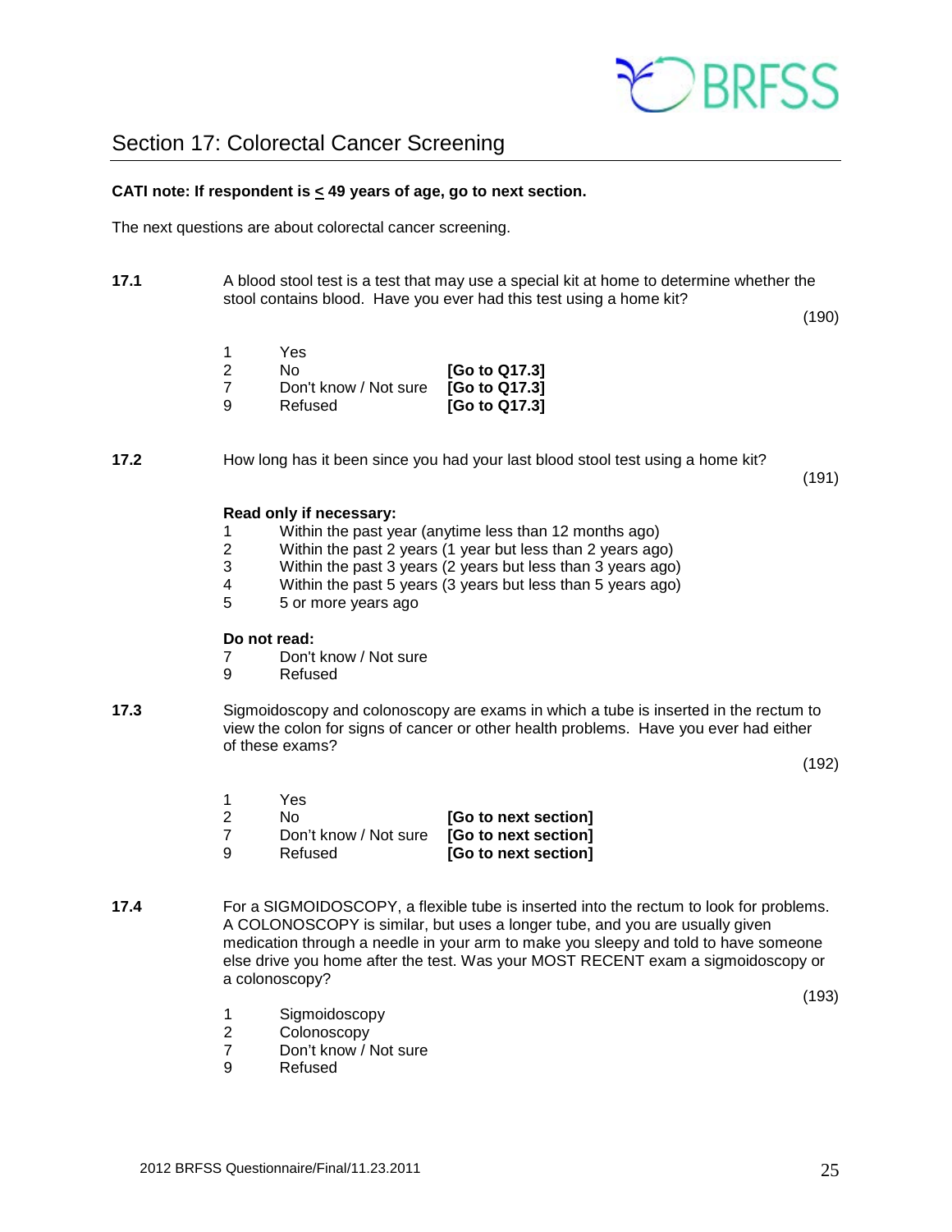## Section 17: Colorectal Cancer Screening

**CATI note: If respondent is ≤ 49 years of age, go to next section.**

The next questions are about colorectal cancer screening.

**17.1** A blood stool test is a test that may use a special kit at home to determine whether the stool contains blood. Have you ever had this test using a home kit?

(190)

| | | |
|---|---|---|
| 1 | Yes | |
| 2 | No | **[Go to Q17.3]** |
| 7 | Don't know / Not sure | **[Go to Q17.3]** |
| 9 | Refused | **[Go to Q17.3]** |

**17.2** How long has it been since you had your last blood stool test using a home kit?

(191)

**Read only if necessary:**

1 Within the past year (anytime less than 12 months ago)
2 Within the past 2 years (1 year but less than 2 years ago)
3 Within the past 3 years (2 years but less than 3 years ago)
4 Within the past 5 years (3 years but less than 5 years ago)
5 5 or more years ago

**Do not read:**

7 Don't know / Not sure
9 Refused

**17.3** Sigmoidoscopy and colonoscopy are exams in which a tube is inserted in the rectum to view the colon for signs of cancer or other health problems. Have you ever had either of these exams?

(192)

| | | |
|---|---|---|
| 1 | Yes | |
| 2 | No | **[Go to next section]** |
| 7 | Don't know / Not sure | **[Go to next section]** |
| 9 | Refused | **[Go to next section]** |

**17.4** For a SIGMOIDOSCOPY, a flexible tube is inserted into the rectum to look for problems. A COLONOSCOPY is similar, but uses a longer tube, and you are usually given medication through a needle in your arm to make you sleepy and told to have someone else drive you home after the test. Was your MOST RECENT exam a sigmoidoscopy or a colonoscopy?

(193)

1 Sigmoidoscopy
2 Colonoscopy
7 Don't know / Not sure
9 Refused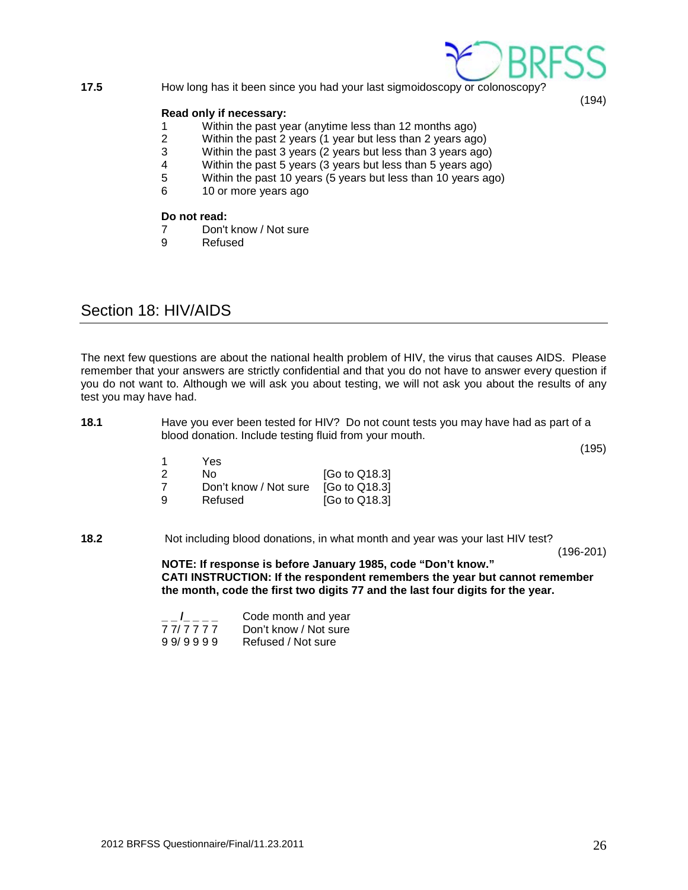**17.5** How long has it been since you had your last sigmoidoscopy or colonoscopy?

(194)

**Read only if necessary:**

1 Within the past year (anytime less than 12 months ago)
2 Within the past 2 years (1 year but less than 2 years ago)
3 Within the past 3 years (2 years but less than 3 years ago)
4 Within the past 5 years (3 years but less than 5 years ago)
5 Within the past 10 years (5 years but less than 10 years ago)
6 10 or more years ago

**Do not read:**

7 Don't know / Not sure
9 Refused

## Section 18: HIV/AIDS

The next few questions are about the national health problem of HIV, the virus that causes AIDS. Please remember that your answers are strictly confidential and that you do not have to answer every question if you do not want to. Although we will ask you about testing, we will not ask you about the results of any test you may have had.

**18.1** Have you ever been tested for HIV? Do not count tests you may have had as part of a blood donation. Include testing fluid from your mouth.

(195)

| | | |
|---|---|---|
| 1 | Yes | |
| 2 | No | [Go to Q18.3] |
| 7 | Don't know / Not sure | [Go to Q18.3] |
| 9 | Refused | [Go to Q18.3] |

**18.2** Not including blood donations, in what month and year was your last HIV test?

(196-201)

**NOTE: If response is before January 1985, code "Don't know."**
**CATI INSTRUCTION: If the respondent remembers the year but cannot remember the month, code the first two digits 77 and the last four digits for the year.**

| | |
|---|---|
| _ _/_ _ _ _ | Code month and year |
| 7 7/ 7 7 7 7 | Don't know / Not sure |
| 9 9/ 9 9 9 9 | Refused / Not sure |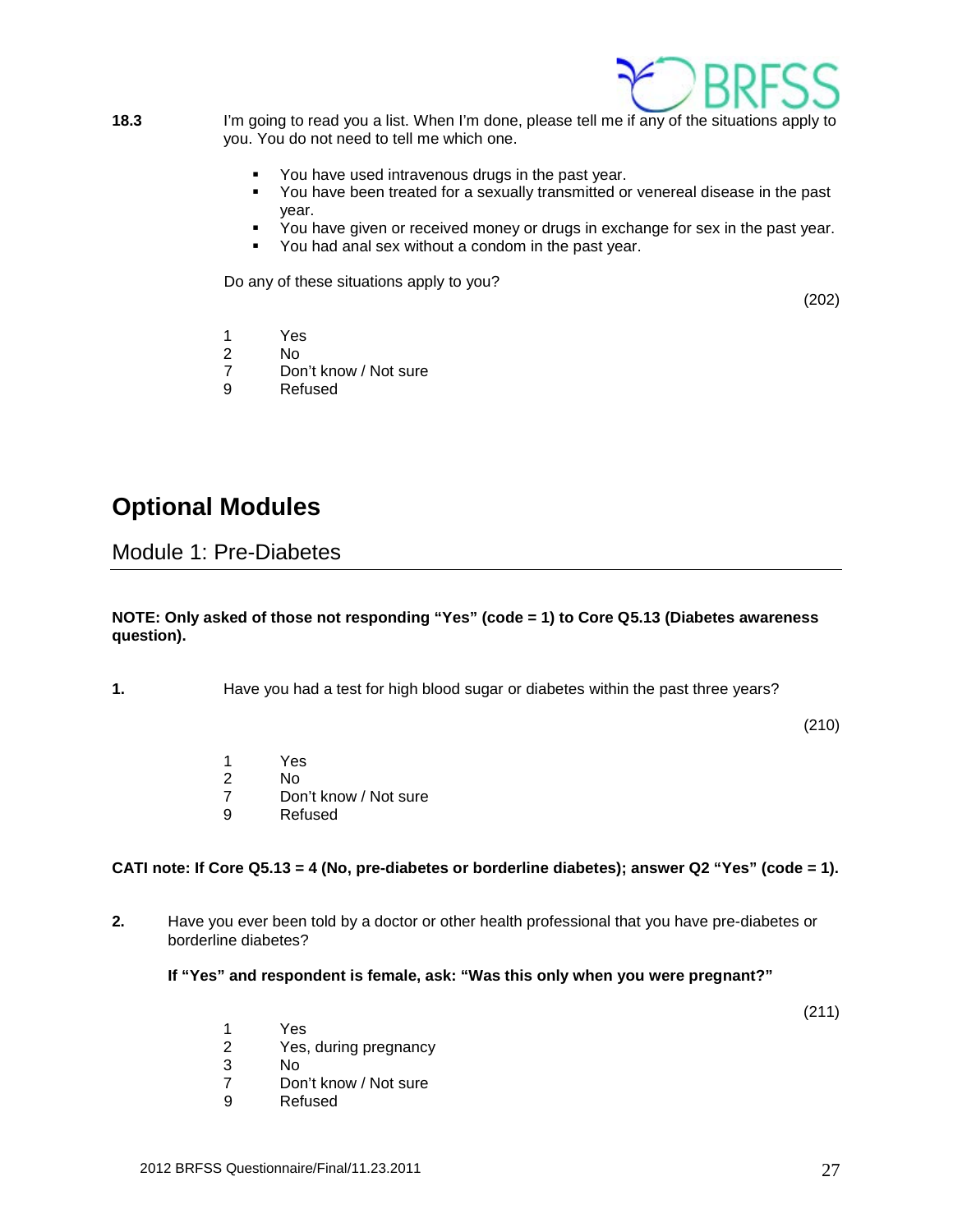**18.3** I'm going to read you a list. When I'm done, please tell me if any of the situations apply to you. You do not need to tell me which one.

- You have used intravenous drugs in the past year.
- You have been treated for a sexually transmitted or venereal disease in the past year.
- You have given or received money or drugs in exchange for sex in the past year.
- You had anal sex without a condom in the past year.

Do any of these situations apply to you?

(202)

1 Yes
2 No
7 Don't know / Not sure
9 Refused

# Optional Modules

## Module 1: Pre-Diabetes

**NOTE: Only asked of those not responding "Yes" (code = 1) to Core Q5.13 (Diabetes awareness question).**

**1.** Have you had a test for high blood sugar or diabetes within the past three years?

(210)

1 Yes
2 No
7 Don't know / Not sure
9 Refused

**CATI note: If Core Q5.13 = 4 (No, pre-diabetes or borderline diabetes); answer Q2 "Yes" (code = 1).**

**2.** Have you ever been told by a doctor or other health professional that you have pre-diabetes or borderline diabetes?

**If "Yes" and respondent is female, ask: "Was this only when you were pregnant?"**

(211)

1 Yes
2 Yes, during pregnancy
3 No
7 Don't know / Not sure
9 Refused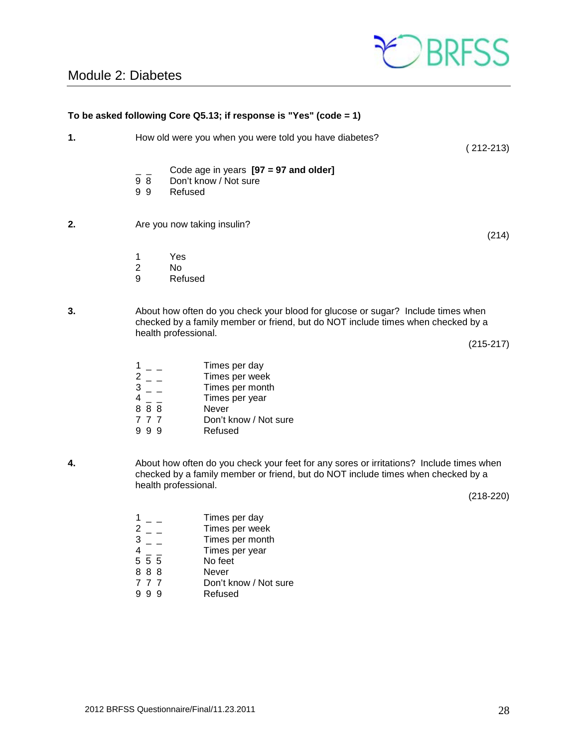## Module 2: Diabetes

**To be asked following Core Q5.13; if response is "Yes" (code = 1)**

**1.** How old were you when you were told you have diabetes? ( 212-213)

_ _ Code age in years **[97 = 97 and older]**
9 8 Don't know / Not sure
9 9 Refused

**2.** Are you now taking insulin? (214)

1 Yes
2 No
9 Refused

**3.** About how often do you check your blood for glucose or sugar? Include times when checked by a family member or friend, but do NOT include times when checked by a health professional. (215-217)

1 _ _ Times per day
2 _ _ Times per week
3 _ _ Times per month
4 _ _ Times per year
8 8 8 Never
7 7 7 Don't know / Not sure
9 9 9 Refused

**4.** About how often do you check your feet for any sores or irritations? Include times when checked by a family member or friend, but do NOT include times when checked by a health professional. (218-220)

1 _ _ Times per day
2 _ _ Times per week
3 _ _ Times per month
4 _ _ Times per year
5 5 5 No feet
8 8 8 Never
7 7 7 Don't know / Not sure
9 9 9 Refused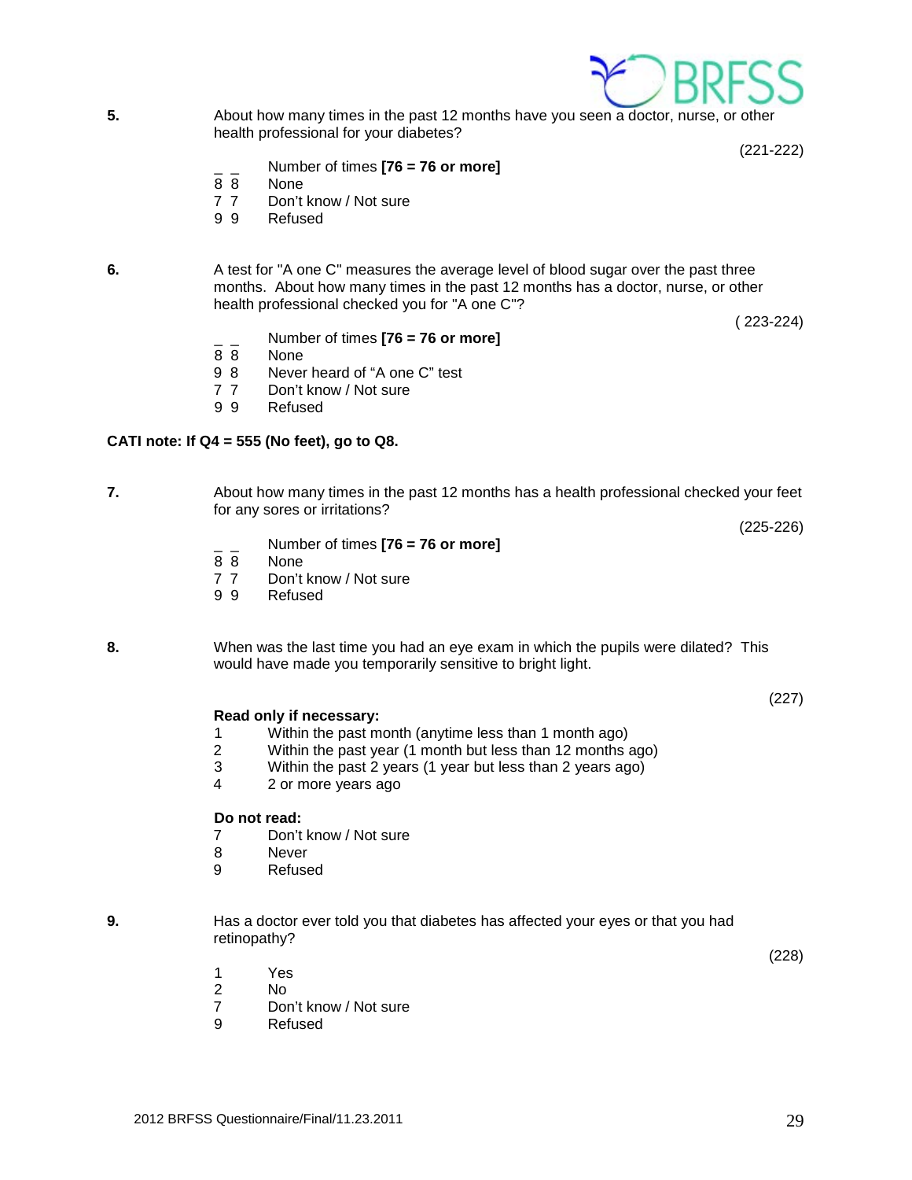**5.** About how many times in the past 12 months have you seen a doctor, nurse, or other health professional for your diabetes?

(221-222)

_ _ Number of times **[76 = 76 or more]**
8 8 None
7 7 Don't know / Not sure
9 9 Refused

**6.** A test for "A one C" measures the average level of blood sugar over the past three months. About how many times in the past 12 months has a doctor, nurse, or other health professional checked you for "A one C"?

( 223-224)

_ _ Number of times **[76 = 76 or more]**
8 8 None
9 8 Never heard of "A one C" test
7 7 Don't know / Not sure
9 9 Refused

**CATI note: If Q4 = 555 (No feet), go to Q8.**

**7.** About how many times in the past 12 months has a health professional checked your feet for any sores or irritations?

(225-226)

_ _ Number of times **[76 = 76 or more]**
8 8 None
7 7 Don't know / Not sure
9 9 Refused

**8.** When was the last time you had an eye exam in which the pupils were dilated? This would have made you temporarily sensitive to bright light.

(227)

**Read only if necessary:**
1 Within the past month (anytime less than 1 month ago)
2 Within the past year (1 month but less than 12 months ago)
3 Within the past 2 years (1 year but less than 2 years ago)
4 2 or more years ago

**Do not read:**
7 Don't know / Not sure
8 Never
9 Refused

**9.** Has a doctor ever told you that diabetes has affected your eyes or that you had retinopathy?

(228)

1 Yes
2 No
7 Don't know / Not sure
9 Refused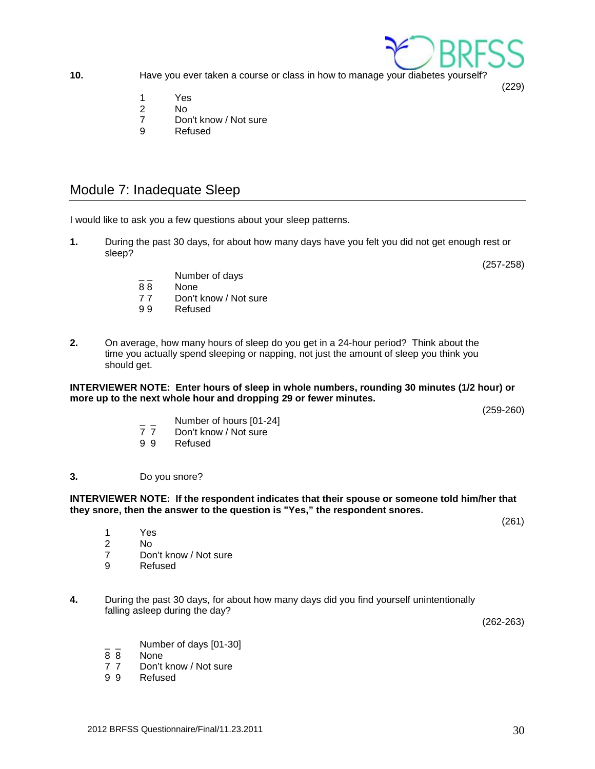**10.** Have you ever taken a course or class in how to manage your diabetes yourself?

(229)

1 Yes
2 No
7 Don't know / Not sure
9 Refused

## Module 7: Inadequate Sleep

I would like to ask you a few questions about your sleep patterns.

**1.** During the past 30 days, for about how many days have you felt you did not get enough rest or sleep?

(257-258)

_ _ Number of days
8 8 None
7 7 Don't know / Not sure
9 9 Refused

**2.** On average, how many hours of sleep do you get in a 24-hour period? Think about the time you actually spend sleeping or napping, not just the amount of sleep you think you should get.

**INTERVIEWER NOTE: Enter hours of sleep in whole numbers, rounding 30 minutes (1/2 hour) or more up to the next whole hour and dropping 29 or fewer minutes.**

(259-260)

_ _ Number of hours [01-24]
7 7 Don't know / Not sure
9 9 Refused

**3.** Do you snore?

**INTERVIEWER NOTE: If the respondent indicates that their spouse or someone told him/her that they snore, then the answer to the question is "Yes," the respondent snores.**

(261)

1 Yes
2 No
7 Don't know / Not sure
9 Refused

**4.** During the past 30 days, for about how many days did you find yourself unintentionally falling asleep during the day?

(262-263)

_ _ Number of days [01-30]
8 8 None
7 7 Don't know / Not sure
9 9 Refused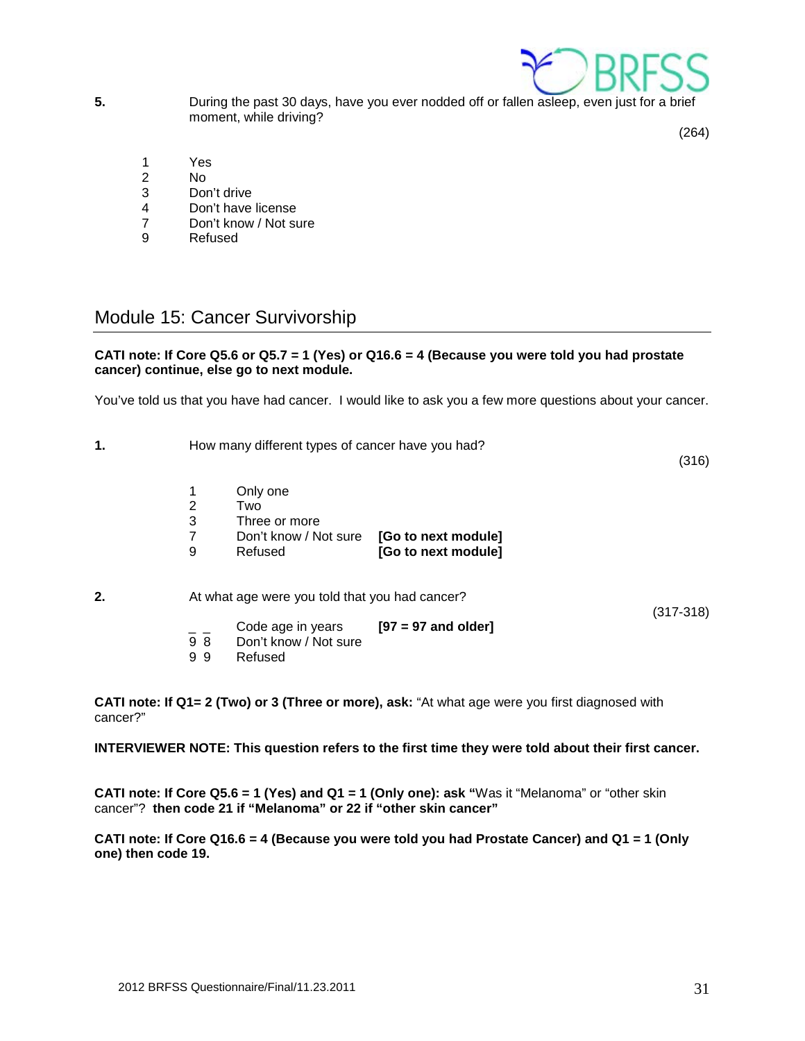**5.** During the past 30 days, have you ever nodded off or fallen asleep, even just for a brief moment, while driving?

(264)

1 Yes
2 No
3 Don't drive
4 Don't have license
7 Don't know / Not sure
9 Refused

## Module 15: Cancer Survivorship

**CATI note: If Core Q5.6 or Q5.7 = 1 (Yes) or Q16.6 = 4 (Because you were told you had prostate cancer) continue, else go to next module.**

You've told us that you have had cancer. I would like to ask you a few more questions about your cancer.

**1.** How many different types of cancer have you had?

(316)

1 Only one
2 Two
3 Three or more
7 Don't know / Not sure **[Go to next module]**
9 Refused **[Go to next module]**

**2.** At what age were you told that you had cancer?

(317-318)

_ _ Code age in years **[97 = 97 and older]**
9 8 Don't know / Not sure
9 9 Refused

**CATI note: If Q1= 2 (Two) or 3 (Three or more), ask:** "At what age were you first diagnosed with cancer?"

**INTERVIEWER NOTE: This question refers to the first time they were told about their first cancer.**

**CATI note: If Core Q5.6 = 1 (Yes) and Q1 = 1 (Only one): ask "**Was it "Melanoma" or "other skin cancer"? **then code 21 if "Melanoma" or 22 if "other skin cancer"**

**CATI note: If Core Q16.6 = 4 (Because you were told you had Prostate Cancer) and Q1 = 1 (Only one) then code 19.**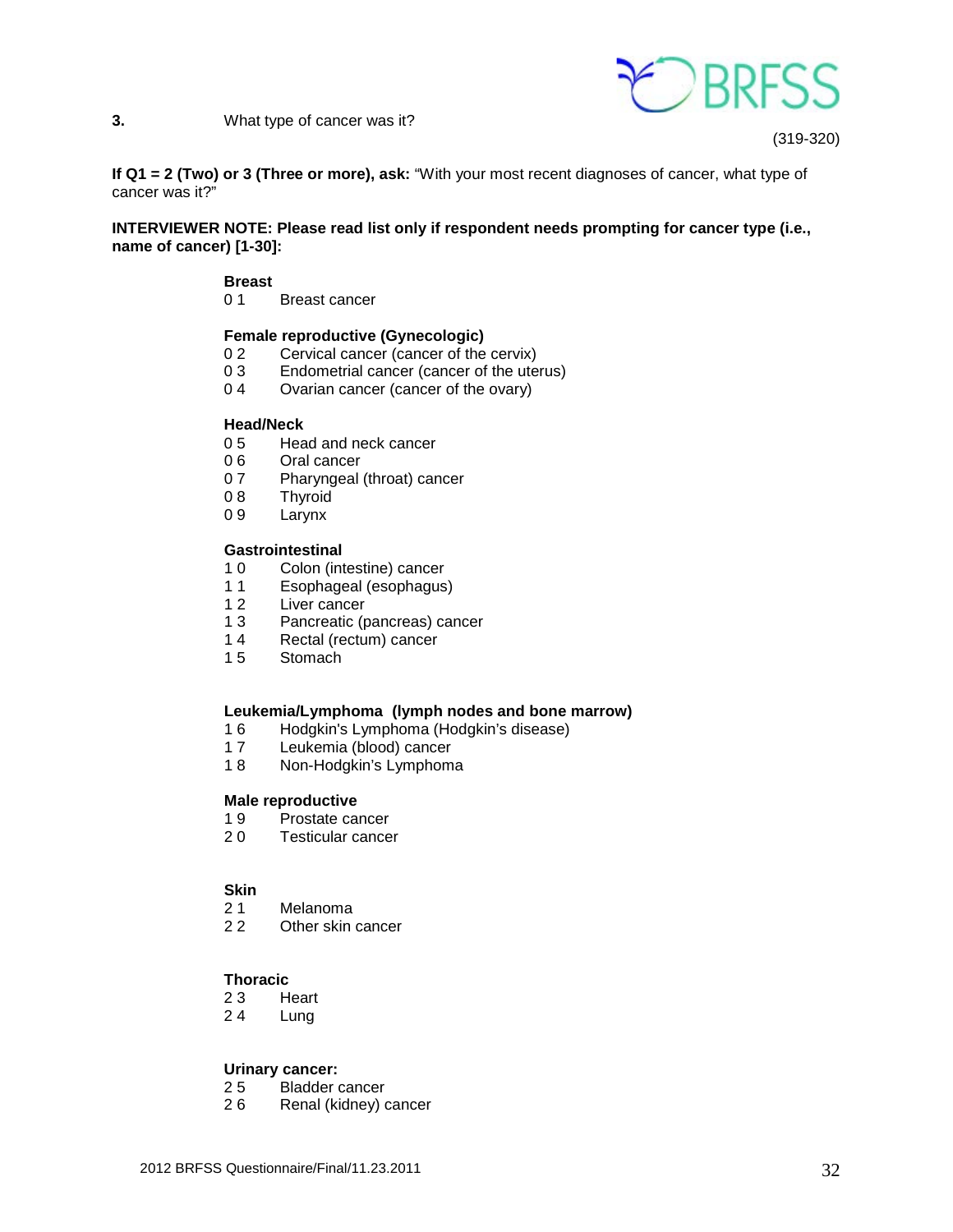**3.** What type of cancer was it?

(319-320)

**If Q1 = 2 (Two) or 3 (Three or more), ask:** "With your most recent diagnoses of cancer, what type of cancer was it?"

**INTERVIEWER NOTE: Please read list only if respondent needs prompting for cancer type (i.e., name of cancer) [1-30]:**

**Breast**

0 1 Breast cancer

**Female reproductive (Gynecologic)**

0 2 Cervical cancer (cancer of the cervix)
0 3 Endometrial cancer (cancer of the uterus)
0 4 Ovarian cancer (cancer of the ovary)

**Head/Neck**

0 5 Head and neck cancer
0 6 Oral cancer
0 7 Pharyngeal (throat) cancer
0 8 Thyroid
0 9 Larynx

**Gastrointestinal**

1 0 Colon (intestine) cancer
1 1 Esophageal (esophagus)
1 2 Liver cancer
1 3 Pancreatic (pancreas) cancer
1 4 Rectal (rectum) cancer
1 5 Stomach

**Leukemia/Lymphoma (lymph nodes and bone marrow)**

1 6 Hodgkin's Lymphoma (Hodgkin's disease)
1 7 Leukemia (blood) cancer
1 8 Non-Hodgkin's Lymphoma

**Male reproductive**

1 9 Prostate cancer
2 0 Testicular cancer

**Skin**

2 1 Melanoma
2 2 Other skin cancer

**Thoracic**

2 3 Heart
2 4 Lung

**Urinary cancer:**

2 5 Bladder cancer
2 6 Renal (kidney) cancer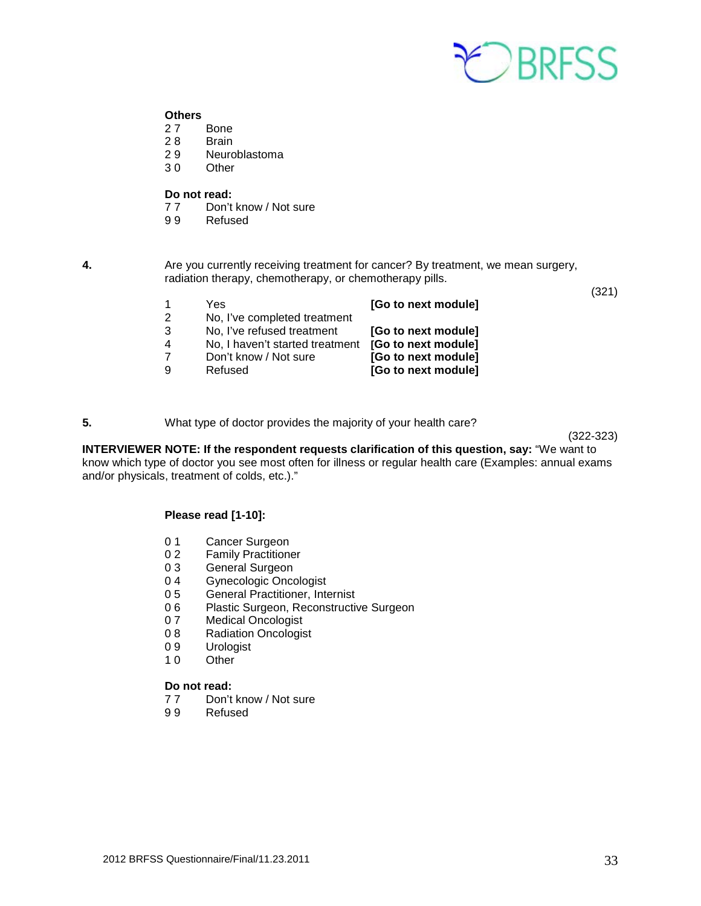**Others**

2 7 Bone
2 8 Brain
2 9 Neuroblastoma
3 0 Other

**Do not read:**

7 7 Don't know / Not sure
9 9 Refused

**4.** Are you currently receiving treatment for cancer? By treatment, we mean surgery, radiation therapy, chemotherapy, or chemotherapy pills.

(321)

| | | |
|---|---|---|
| 1 | Yes | **[Go to next module]** |
| 2 | No, I've completed treatment | |
| 3 | No, I've refused treatment | **[Go to next module]** |
| 4 | No, I haven't started treatment | **[Go to next module]** |
| 7 | Don't know / Not sure | **[Go to next module]** |
| 9 | Refused | **[Go to next module]** |

**5.** What type of doctor provides the majority of your health care?

(322-323)

**INTERVIEWER NOTE: If the respondent requests clarification of this question, say:** "We want to know which type of doctor you see most often for illness or regular health care (Examples: annual exams and/or physicals, treatment of colds, etc.)."

**Please read [1-10]:**

0 1 Cancer Surgeon
0 2 Family Practitioner
0 3 General Surgeon
0 4 Gynecologic Oncologist
0 5 General Practitioner, Internist
0 6 Plastic Surgeon, Reconstructive Surgeon
0 7 Medical Oncologist
0 8 Radiation Oncologist
0 9 Urologist
1 0 Other

**Do not read:**

7 7 Don't know / Not sure
9 9 Refused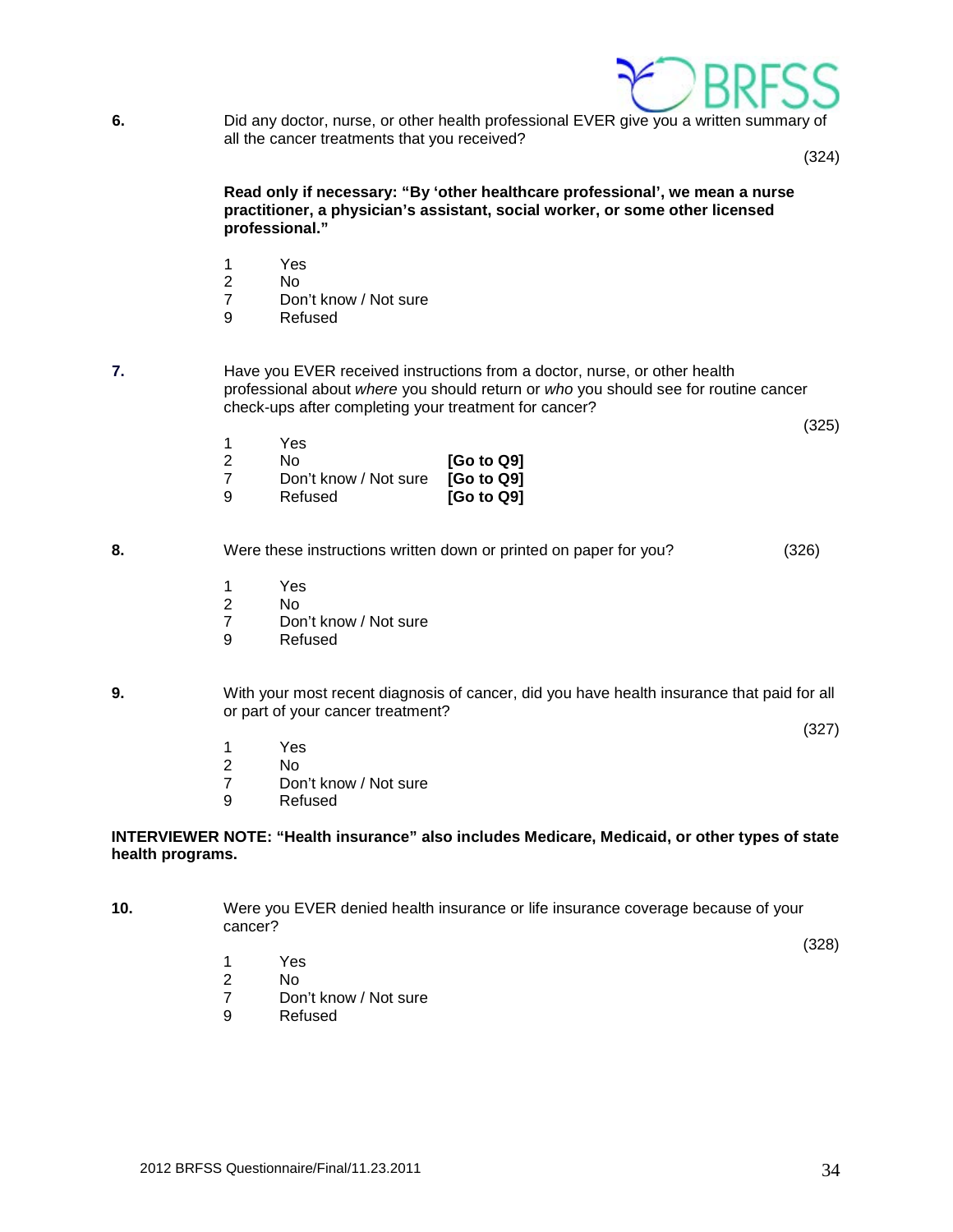**6.** Did any doctor, nurse, or other health professional EVER give you a written summary of all the cancer treatments that you received?

(324)

**Read only if necessary: "By 'other healthcare professional', we mean a nurse practitioner, a physician's assistant, social worker, or some other licensed professional."**

1 Yes
2 No
7 Don't know / Not sure
9 Refused

**7.** Have you EVER received instructions from a doctor, nurse, or other health professional about *where* you should return or *who* you should see for routine cancer check-ups after completing your treatment for cancer?

(325)

1 Yes
2 No **[Go to Q9]**
7 Don't know / Not sure **[Go to Q9]**
9 Refused **[Go to Q9]**

**8.** Were these instructions written down or printed on paper for you? (326)

1 Yes
2 No
7 Don't know / Not sure
9 Refused

**9.** With your most recent diagnosis of cancer, did you have health insurance that paid for all or part of your cancer treatment?

(327)

1 Yes
2 No
7 Don't know / Not sure
9 Refused

**INTERVIEWER NOTE: "Health insurance" also includes Medicare, Medicaid, or other types of state health programs.**

**10.** Were you EVER denied health insurance or life insurance coverage because of your cancer?

(328)

1 Yes
2 No
7 Don't know / Not sure
9 Refused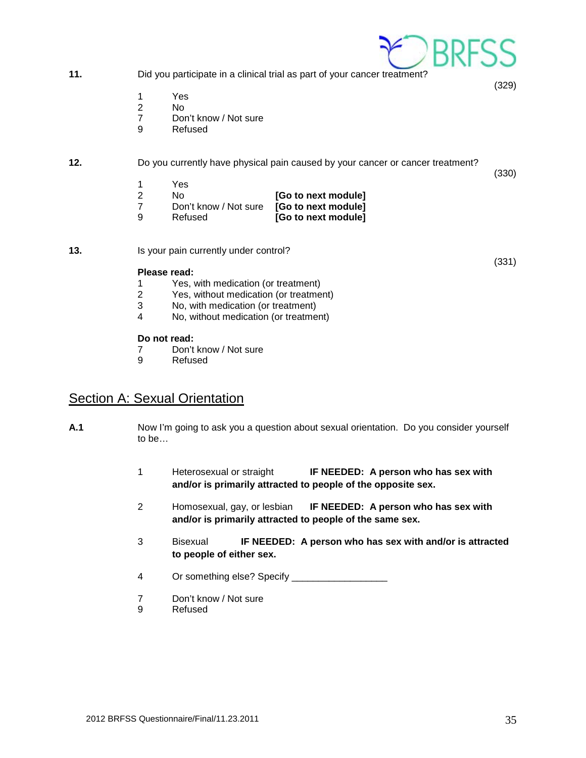**11.** Did you participate in a clinical trial as part of your cancer treatment?

(329)

1 Yes
2 No
7 Don't know / Not sure
9 Refused

**12.** Do you currently have physical pain caused by your cancer or cancer treatment?

(330)

1 Yes
2 No **[Go to next module]**
7 Don't know / Not sure **[Go to next module]**
9 Refused **[Go to next module]**

**13.** Is your pain currently under control?

(331)

**Please read:**
1 Yes, with medication (or treatment)
2 Yes, without medication (or treatment)
3 No, with medication (or treatment)
4 No, without medication (or treatment)

**Do not read:**
7 Don't know / Not sure
9 Refused

## Section A: Sexual Orientation

**A.1** Now I'm going to ask you a question about sexual orientation. Do you consider yourself to be…

1 Heterosexual or straight **IF NEEDED: A person who has sex with and/or is primarily attracted to people of the opposite sex.**

2 Homosexual, gay, or lesbian **IF NEEDED: A person who has sex with and/or is primarily attracted to people of the same sex.**

3 Bisexual **IF NEEDED: A person who has sex with and/or is attracted to people of either sex.**

4 Or something else? Specify __________________

7 Don't know / Not sure
9 Refused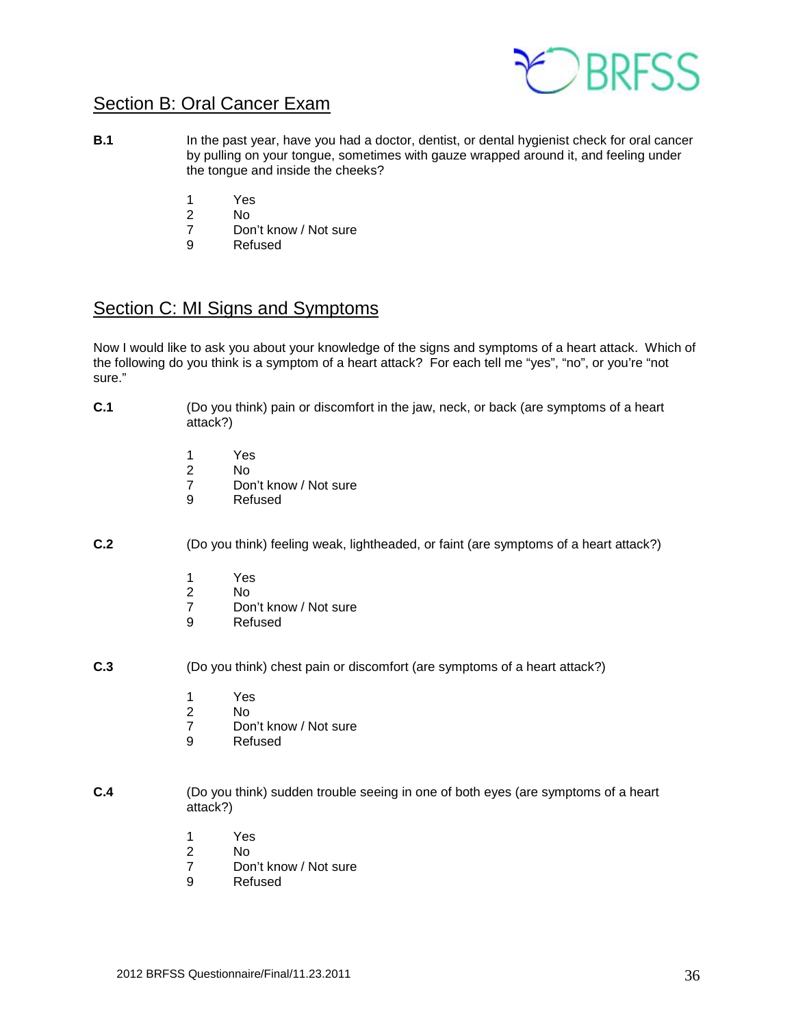## Section B: Oral Cancer Exam

**B.1** In the past year, have you had a doctor, dentist, or dental hygienist check for oral cancer by pulling on your tongue, sometimes with gauze wrapped around it, and feeling under the tongue and inside the cheeks?

1 Yes
2 No
7 Don't know / Not sure
9 Refused

## Section C: MI Signs and Symptoms

Now I would like to ask you about your knowledge of the signs and symptoms of a heart attack. Which of the following do you think is a symptom of a heart attack? For each tell me "yes", "no", or you're "not sure."

**C.1** (Do you think) pain or discomfort in the jaw, neck, or back (are symptoms of a heart attack?)

1 Yes
2 No
7 Don't know / Not sure
9 Refused

**C.2** (Do you think) feeling weak, lightheaded, or faint (are symptoms of a heart attack?)

1 Yes
2 No
7 Don't know / Not sure
9 Refused

**C.3** (Do you think) chest pain or discomfort (are symptoms of a heart attack?)

1 Yes
2 No
7 Don't know / Not sure
9 Refused

**C.4** (Do you think) sudden trouble seeing in one of both eyes (are symptoms of a heart attack?)

1 Yes
2 No
7 Don't know / Not sure
9 Refused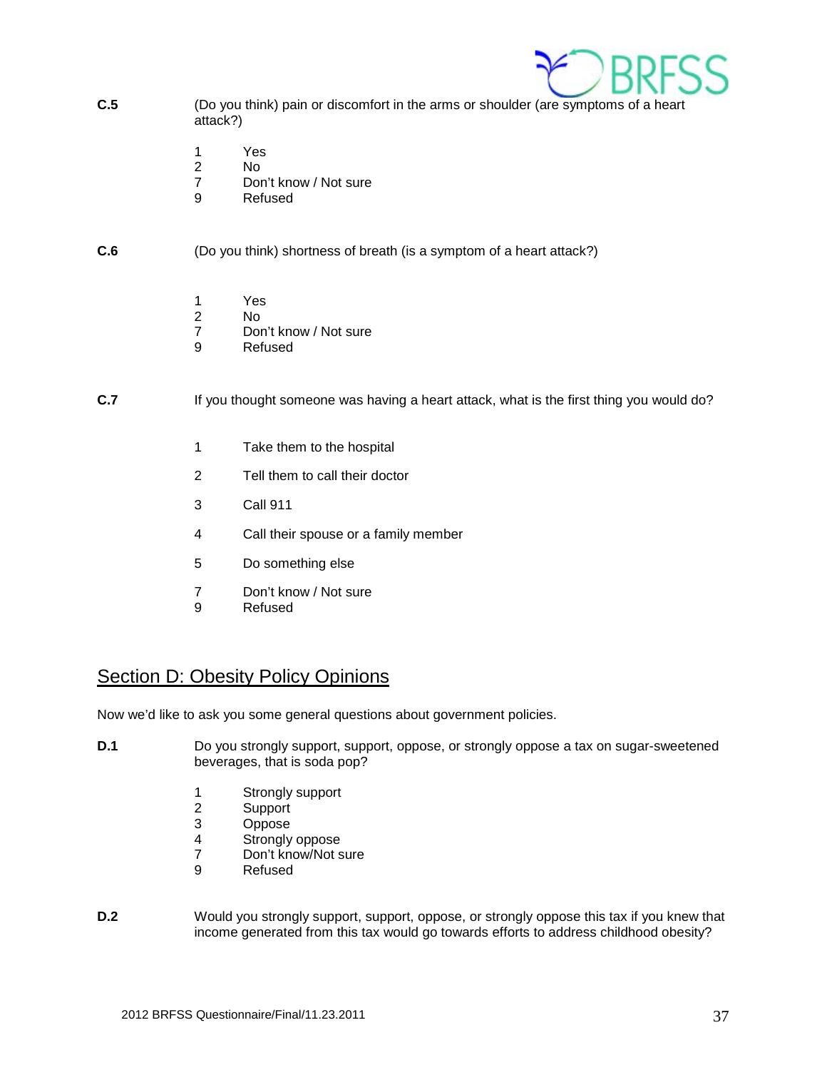**C.5** (Do you think) pain or discomfort in the arms or shoulder (are symptoms of a heart attack?)

1 Yes
2 No
7 Don't know / Not sure
9 Refused

**C.6** (Do you think) shortness of breath (is a symptom of a heart attack?)

1 Yes
2 No
7 Don't know / Not sure
9 Refused

**C.7** If you thought someone was having a heart attack, what is the first thing you would do?

1 Take them to the hospital

2 Tell them to call their doctor

3 Call 911

4 Call their spouse or a family member

5 Do something else

7 Don't know / Not sure
9 Refused

## Section D: Obesity Policy Opinions

Now we'd like to ask you some general questions about government policies.

**D.1** Do you strongly support, support, oppose, or strongly oppose a tax on sugar-sweetened beverages, that is soda pop?

1 Strongly support
2 Support
3 Oppose
4 Strongly oppose
7 Don't know/Not sure
9 Refused

**D.2** Would you strongly support, support, oppose, or strongly oppose this tax if you knew that income generated from this tax would go towards efforts to address childhood obesity?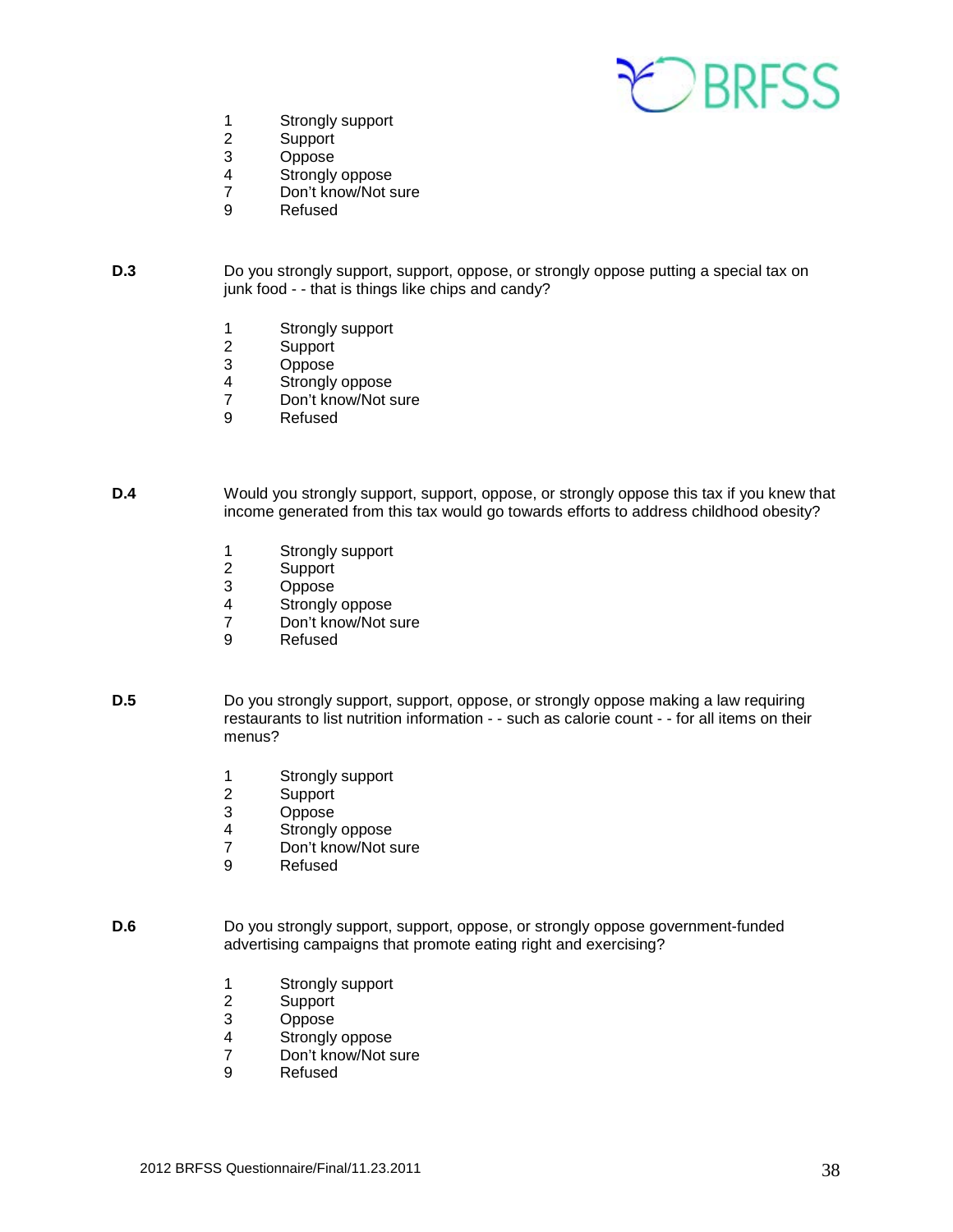1 Strongly support
2 Support
3 Oppose
4 Strongly oppose
7 Don't know/Not sure
9 Refused

**D.3** Do you strongly support, support, oppose, or strongly oppose putting a special tax on junk food - - that is things like chips and candy?

1 Strongly support
2 Support
3 Oppose
4 Strongly oppose
7 Don't know/Not sure
9 Refused

**D.4** Would you strongly support, support, oppose, or strongly oppose this tax if you knew that income generated from this tax would go towards efforts to address childhood obesity?

1 Strongly support
2 Support
3 Oppose
4 Strongly oppose
7 Don't know/Not sure
9 Refused

**D.5** Do you strongly support, support, oppose, or strongly oppose making a law requiring restaurants to list nutrition information - - such as calorie count - - for all items on their menus?

1 Strongly support
2 Support
3 Oppose
4 Strongly oppose
7 Don't know/Not sure
9 Refused

**D.6** Do you strongly support, support, oppose, or strongly oppose government-funded advertising campaigns that promote eating right and exercising?

1 Strongly support
2 Support
3 Oppose
4 Strongly oppose
7 Don't know/Not sure
9 Refused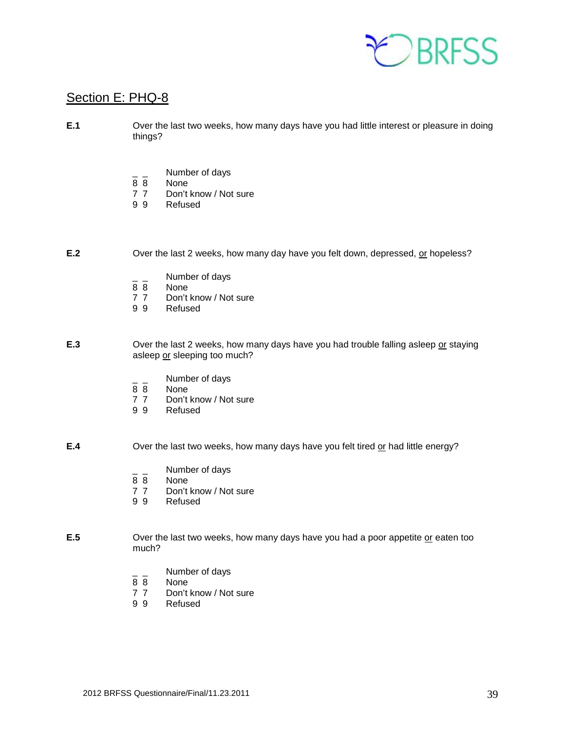## Section E: PHQ-8

**E.1** Over the last two weeks, how many days have you had little interest or pleasure in doing things?

_ _ Number of days
8 8 None
7 7 Don't know / Not sure
9 9 Refused

**E.2** Over the last 2 weeks, how many day have you felt down, depressed, <u>or</u> hopeless?

_ _ Number of days
8 8 None
7 7 Don't know / Not sure
9 9 Refused

**E.3** Over the last 2 weeks, how many days have you had trouble falling asleep <u>or</u> staying asleep <u>or</u> sleeping too much?

_ _ Number of days
8 8 None
7 7 Don't know / Not sure
9 9 Refused

**E.4** Over the last two weeks, how many days have you felt tired <u>or</u> had little energy?

_ _ Number of days
8 8 None
7 7 Don't know / Not sure
9 9 Refused

**E.5** Over the last two weeks, how many days have you had a poor appetite <u>or</u> eaten too much?

_ _ Number of days
8 8 None
7 7 Don't know / Not sure
9 9 Refused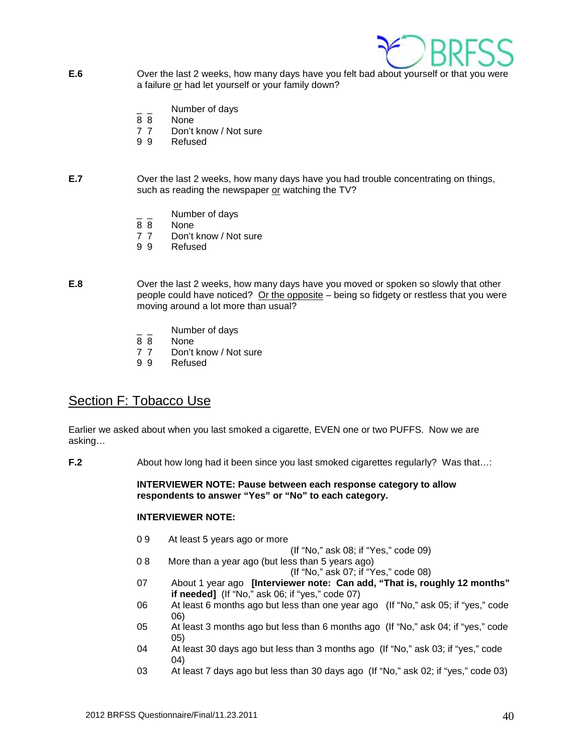**E.6** Over the last 2 weeks, how many days have you felt bad about yourself or that you were a failure or had let yourself or your family down?

_ _ Number of days
8 8 None
7 7 Don't know / Not sure
9 9 Refused

**E.7** Over the last 2 weeks, how many days have you had trouble concentrating on things, such as reading the newspaper or watching the TV?

_ _ Number of days
8 8 None
7 7 Don't know / Not sure
9 9 Refused

**E.8** Over the last 2 weeks, how many days have you moved or spoken so slowly that other people could have noticed? Or the opposite – being so fidgety or restless that you were moving around a lot more than usual?

_ _ Number of days
8 8 None
7 7 Don't know / Not sure
9 9 Refused

## Section F: Tobacco Use

Earlier we asked about when you last smoked a cigarette, EVEN one or two PUFFS. Now we are asking…

**F.2** About how long had it been since you last smoked cigarettes regularly? Was that…:

**INTERVIEWER NOTE: Pause between each response category to allow respondents to answer "Yes" or "No" to each category.**

**INTERVIEWER NOTE:**

0 9 At least 5 years ago or more (If "No," ask 08; if "Yes," code 09)
0 8 More than a year ago (but less than 5 years ago) (If "No," ask 07; if "Yes," code 08)
07 About 1 year ago **[Interviewer note: Can add, "That is, roughly 12 months" if needed]** (If "No," ask 06; if "yes," code 07)
06 At least 6 months ago but less than one year ago (If "No," ask 05; if "yes," code 06)
05 At least 3 months ago but less than 6 months ago (If "No," ask 04; if "yes," code 05)
04 At least 30 days ago but less than 3 months ago (If "No," ask 03; if "yes," code 04)
03 At least 7 days ago but less than 30 days ago (If "No," ask 02; if "yes," code 03)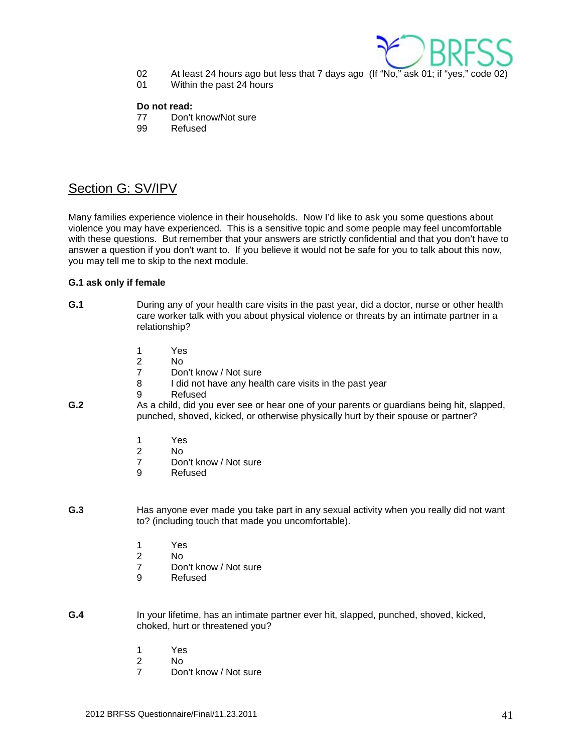02	At least 24 hours ago but less that 7 days ago (If "No," ask 01; if "yes," code 02)
01	Within the past 24 hours

**Do not read:**
77	Don't know/Not sure
99	Refused

## Section G: SV/IPV

Many families experience violence in their households. Now I'd like to ask you some questions about violence you may have experienced. This is a sensitive topic and some people may feel uncomfortable with these questions. But remember that your answers are strictly confidential and that you don't have to answer a question if you don't want to. If you believe it would not be safe for you to talk about this now, you may tell me to skip to the next module.

**G.1 ask only if female**

**G.1** During any of your health care visits in the past year, did a doctor, nurse or other health care worker talk with you about physical violence or threats by an intimate partner in a relationship?

1	Yes
2	No
7	Don't know / Not sure
8	I did not have any health care visits in the past year
9	Refused

**G.2** As a child, did you ever see or hear one of your parents or guardians being hit, slapped, punched, shoved, kicked, or otherwise physically hurt by their spouse or partner?

1	Yes
2	No
7	Don't know / Not sure
9	Refused

**G.3** Has anyone ever made you take part in any sexual activity when you really did not want to? (including touch that made you uncomfortable).

1	Yes
2	No
7	Don't know / Not sure
9	Refused

**G.4** In your lifetime, has an intimate partner ever hit, slapped, punched, shoved, kicked, choked, hurt or threatened you?

1	Yes
2	No
7	Don't know / Not sure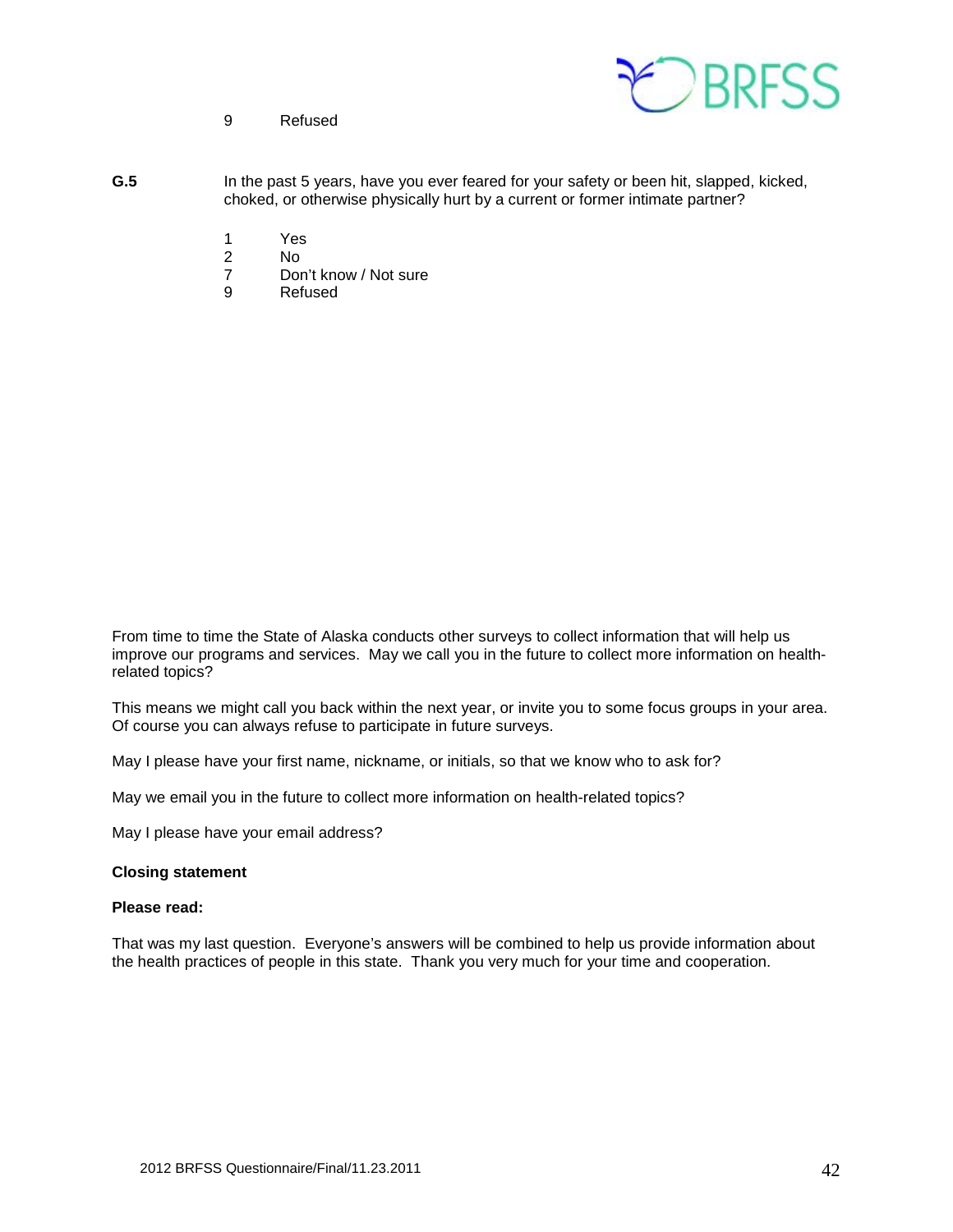9 Refused

**G.5** In the past 5 years, have you ever feared for your safety or been hit, slapped, kicked, choked, or otherwise physically hurt by a current or former intimate partner?

1 Yes
2 No
7 Don't know / Not sure
9 Refused

From time to time the State of Alaska conducts other surveys to collect information that will help us improve our programs and services. May we call you in the future to collect more information on health-related topics?

This means we might call you back within the next year, or invite you to some focus groups in your area. Of course you can always refuse to participate in future surveys.

May I please have your first name, nickname, or initials, so that we know who to ask for?

May we email you in the future to collect more information on health-related topics?

May I please have your email address?

**Closing statement**

**Please read:**

That was my last question. Everyone's answers will be combined to help us provide information about the health practices of people in this state. Thank you very much for your time and cooperation.